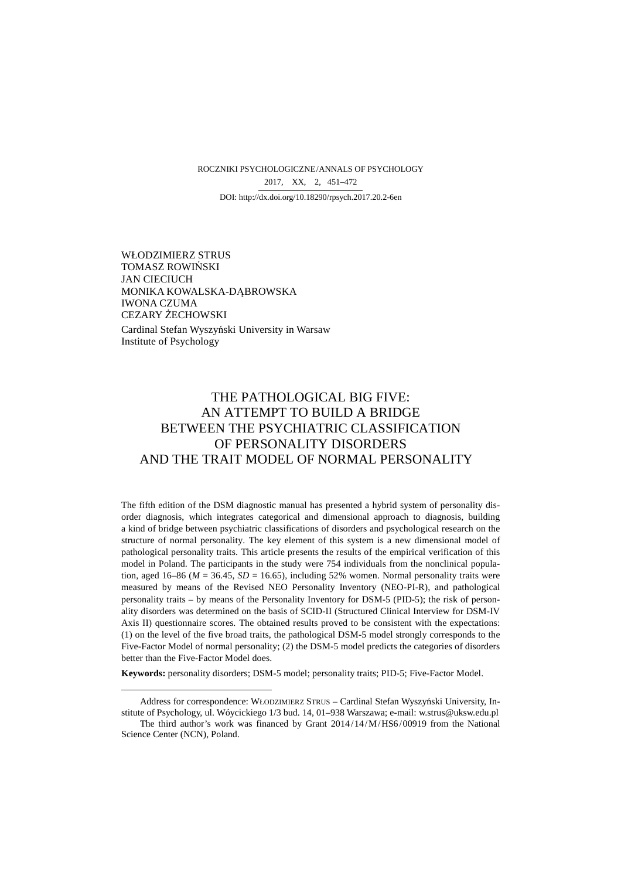ROCZNIKI PSYCHOLOGICZNE/ANNALS OF PSYCHOLOGY
2017, XX, 2, 451–472
DOI: http://dx.doi.org/10.18290/rpsych.2017.20.2-6en

WŁODZIMIERZ STRUS
TOMASZ ROWIŃSKI
JAN CIECIUCH
MONIKA KOWALSKA-DĄBROWSKA
IWONA CZUMA
CEZARY ŻECHOWSKI

Cardinal Stefan Wyszyński University in Warsaw
Institute of Psychology

# THE PATHOLOGICAL BIG FIVE: AN ATTEMPT TO BUILD A BRIDGE BETWEEN THE PSYCHIATRIC CLASSIFICATION OF PERSONALITY DISORDERS AND THE TRAIT MODEL OF NORMAL PERSONALITY

The fifth edition of the DSM diagnostic manual has presented a hybrid system of personality disorder diagnosis, which integrates categorical and dimensional approach to diagnosis, building a kind of bridge between psychiatric classifications of disorders and psychological research on the structure of normal personality. The key element of this system is a new dimensional model of pathological personality traits. This article presents the results of the empirical verification of this model in Poland. The participants in the study were 754 individuals from the nonclinical population, aged 16–86 (*M* = 36.45, *SD* = 16.65), including 52% women. Normal personality traits were measured by means of the Revised NEO Personality Inventory (NEO-PI-R), and pathological personality traits – by means of the Personality Inventory for DSM-5 (PID-5); the risk of personality disorders was determined on the basis of SCID-II (Structured Clinical Interview for DSM-IV Axis II) questionnaire scores. The obtained results proved to be consistent with the expectations: (1) on the level of the five broad traits, the pathological DSM-5 model strongly corresponds to the Five-Factor Model of normal personality; (2) the DSM-5 model predicts the categories of disorders better than the Five-Factor Model does.

**Keywords:** personality disorders; DSM-5 model; personality traits; PID-5; Five-Factor Model.

---

Address for correspondence: WŁODZIMIERZ STRUS – Cardinal Stefan Wyszyński University, Institute of Psychology, ul. Wóycickiego 1/3 bud. 14, 01–938 Warszawa; e-mail: w.strus@uksw.edu.pl

The third author's work was financed by Grant 2014/14/M/HS6/00919 from the National Science Center (NCN), Poland.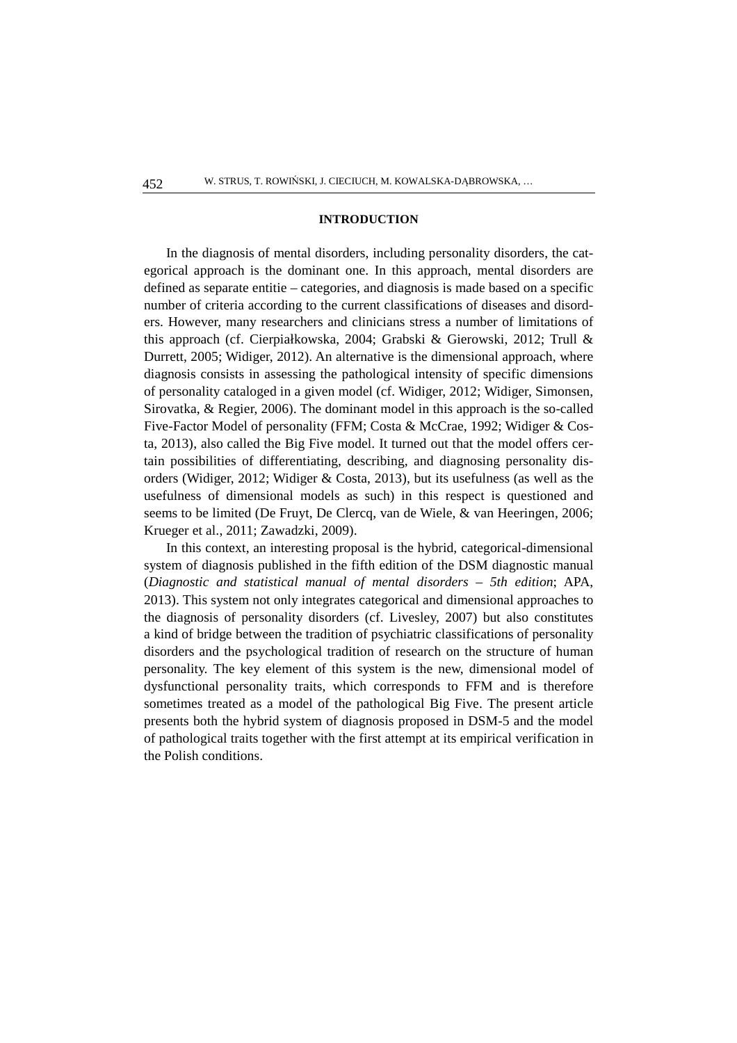## INTRODUCTION

In the diagnosis of mental disorders, including personality disorders, the categorical approach is the dominant one. In this approach, mental disorders are defined as separate entitie – categories, and diagnosis is made based on a specific number of criteria according to the current classifications of diseases and disorders. However, many researchers and clinicians stress a number of limitations of this approach (cf. Cierpiałkowska, 2004; Grabski & Gierowski, 2012; Trull & Durrett, 2005; Widiger, 2012). An alternative is the dimensional approach, where diagnosis consists in assessing the pathological intensity of specific dimensions of personality cataloged in a given model (cf. Widiger, 2012; Widiger, Simonsen, Sirovatka, & Regier, 2006). The dominant model in this approach is the so-called Five-Factor Model of personality (FFM; Costa & McCrae, 1992; Widiger & Costa, 2013), also called the Big Five model. It turned out that the model offers certain possibilities of differentiating, describing, and diagnosing personality disorders (Widiger, 2012; Widiger & Costa, 2013), but its usefulness (as well as the usefulness of dimensional models as such) in this respect is questioned and seems to be limited (De Fruyt, De Clercq, van de Wiele, & van Heeringen, 2006; Krueger et al., 2011; Zawadzki, 2009).

In this context, an interesting proposal is the hybrid, categorical-dimensional system of diagnosis published in the fifth edition of the DSM diagnostic manual (*Diagnostic and statistical manual of mental disorders – 5th edition*; APA, 2013). This system not only integrates categorical and dimensional approaches to the diagnosis of personality disorders (cf. Livesley, 2007) but also constitutes a kind of bridge between the tradition of psychiatric classifications of personality disorders and the psychological tradition of research on the structure of human personality. The key element of this system is the new, dimensional model of dysfunctional personality traits, which corresponds to FFM and is therefore sometimes treated as a model of the pathological Big Five. The present article presents both the hybrid system of diagnosis proposed in DSM-5 and the model of pathological traits together with the first attempt at its empirical verification in the Polish conditions.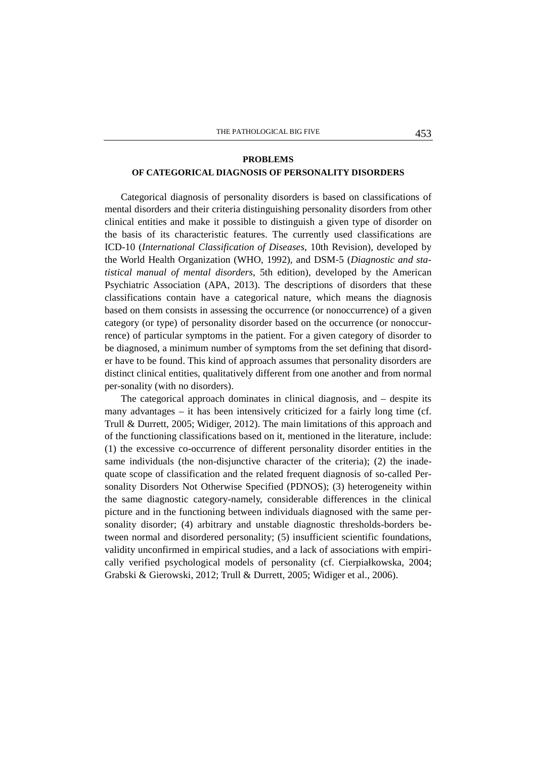## PROBLEMS OF CATEGORICAL DIAGNOSIS OF PERSONALITY DISORDERS

Categorical diagnosis of personality disorders is based on classifications of mental disorders and their criteria distinguishing personality disorders from other clinical entities and make it possible to distinguish a given type of disorder on the basis of its characteristic features. The currently used classifications are ICD-10 (*International Classification of Diseases*, 10th Revision), developed by the World Health Organization (WHO, 1992), and DSM-5 (*Diagnostic and statistical manual of mental disorders*, 5th edition), developed by the American Psychiatric Association (APA, 2013). The descriptions of disorders that these classifications contain have a categorical nature, which means the diagnosis based on them consists in assessing the occurrence (or nonoccurrence) of a given category (or type) of personality disorder based on the occurrence (or nonoccurrence) of particular symptoms in the patient. For a given category of disorder to be diagnosed, a minimum number of symptoms from the set defining that disorder have to be found. This kind of approach assumes that personality disorders are distinct clinical entities, qualitatively different from one another and from normal per-sonality (with no disorders).

The categorical approach dominates in clinical diagnosis, and – despite its many advantages – it has been intensively criticized for a fairly long time (cf. Trull & Durrett, 2005; Widiger, 2012). The main limitations of this approach and of the functioning classifications based on it, mentioned in the literature, include: (1) the excessive co-occurrence of different personality disorder entities in the same individuals (the non-disjunctive character of the criteria); (2) the inadequate scope of classification and the related frequent diagnosis of so-called Personality Disorders Not Otherwise Specified (PDNOS); (3) heterogeneity within the same diagnostic category-namely, considerable differences in the clinical picture and in the functioning between individuals diagnosed with the same personality disorder; (4) arbitrary and unstable diagnostic thresholds-borders between normal and disordered personality; (5) insufficient scientific foundations, validity unconfirmed in empirical studies, and a lack of associations with empirically verified psychological models of personality (cf. Cierpiałkowska, 2004; Grabski & Gierowski, 2012; Trull & Durrett, 2005; Widiger et al., 2006).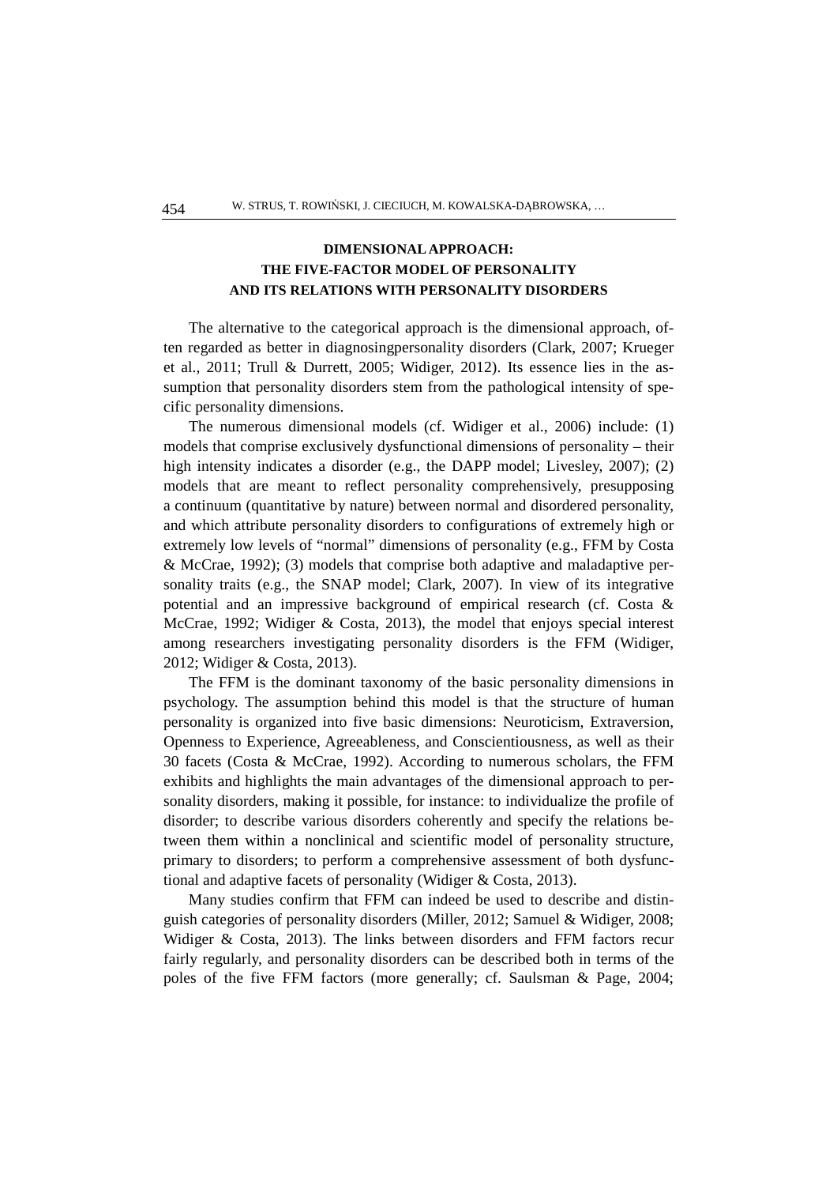## DIMENSIONAL APPROACH: THE FIVE-FACTOR MODEL OF PERSONALITY AND ITS RELATIONS WITH PERSONALITY DISORDERS

The alternative to the categorical approach is the dimensional approach, often regarded as better in diagnosingpersonality disorders (Clark, 2007; Krueger et al., 2011; Trull & Durrett, 2005; Widiger, 2012). Its essence lies in the assumption that personality disorders stem from the pathological intensity of specific personality dimensions.

The numerous dimensional models (cf. Widiger et al., 2006) include: (1) models that comprise exclusively dysfunctional dimensions of personality – their high intensity indicates a disorder (e.g., the DAPP model; Livesley, 2007); (2) models that are meant to reflect personality comprehensively, presupposing a continuum (quantitative by nature) between normal and disordered personality, and which attribute personality disorders to configurations of extremely high or extremely low levels of "normal" dimensions of personality (e.g., FFM by Costa & McCrae, 1992); (3) models that comprise both adaptive and maladaptive personality traits (e.g., the SNAP model; Clark, 2007). In view of its integrative potential and an impressive background of empirical research (cf. Costa & McCrae, 1992; Widiger & Costa, 2013), the model that enjoys special interest among researchers investigating personality disorders is the FFM (Widiger, 2012; Widiger & Costa, 2013).

The FFM is the dominant taxonomy of the basic personality dimensions in psychology. The assumption behind this model is that the structure of human personality is organized into five basic dimensions: Neuroticism, Extraversion, Openness to Experience, Agreeableness, and Conscientiousness, as well as their 30 facets (Costa & McCrae, 1992). According to numerous scholars, the FFM exhibits and highlights the main advantages of the dimensional approach to personality disorders, making it possible, for instance: to individualize the profile of disorder; to describe various disorders coherently and specify the relations between them within a nonclinical and scientific model of personality structure, primary to disorders; to perform a comprehensive assessment of both dysfunctional and adaptive facets of personality (Widiger & Costa, 2013).

Many studies confirm that FFM can indeed be used to describe and distinguish categories of personality disorders (Miller, 2012; Samuel & Widiger, 2008; Widiger & Costa, 2013). The links between disorders and FFM factors recur fairly regularly, and personality disorders can be described both in terms of the poles of the five FFM factors (more generally; cf. Saulsman & Page, 2004;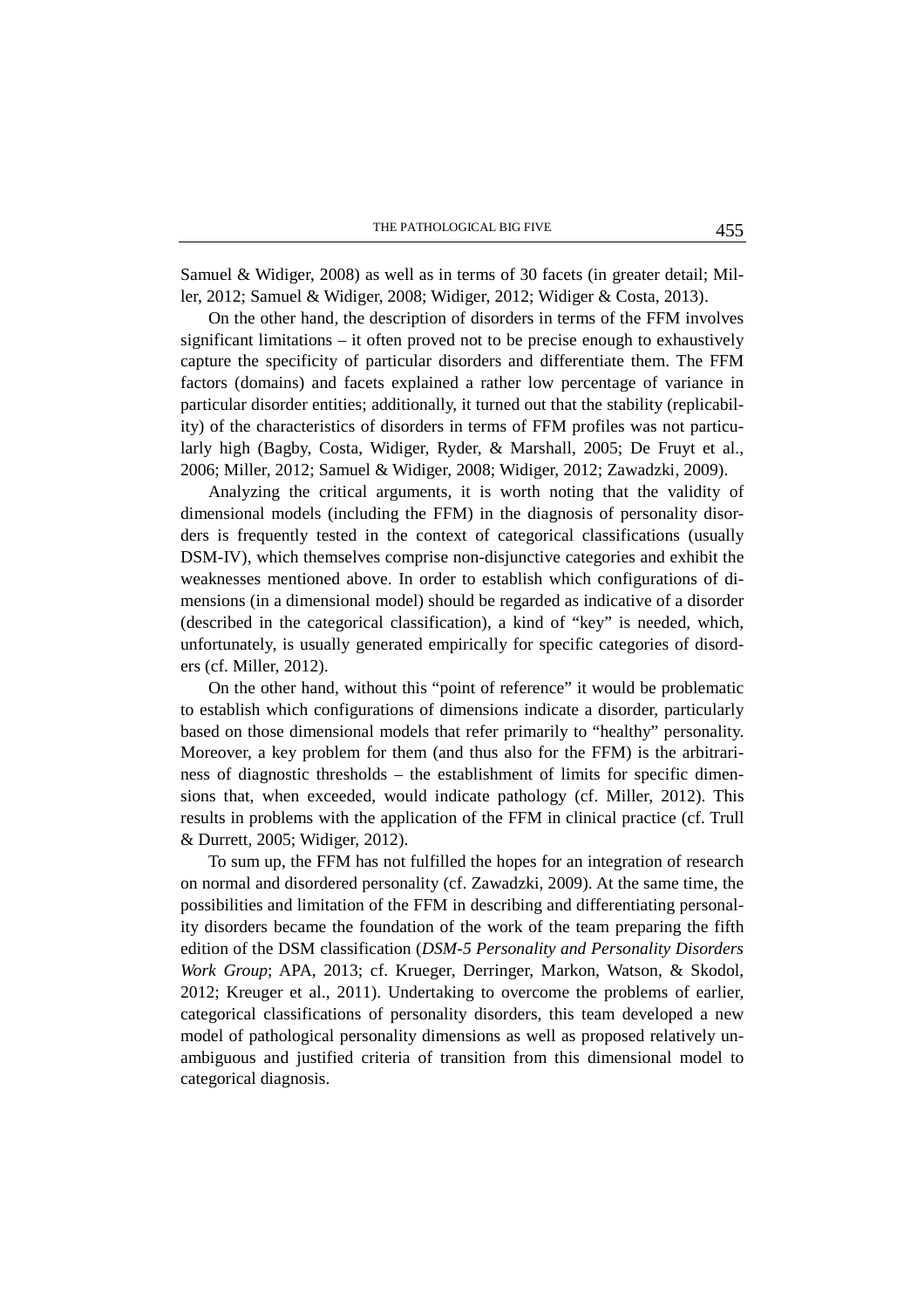Samuel & Widiger, 2008) as well as in terms of 30 facets (in greater detail; Miller, 2012; Samuel & Widiger, 2008; Widiger, 2012; Widiger & Costa, 2013).

On the other hand, the description of disorders in terms of the FFM involves significant limitations – it often proved not to be precise enough to exhaustively capture the specificity of particular disorders and differentiate them. The FFM factors (domains) and facets explained a rather low percentage of variance in particular disorder entities; additionally, it turned out that the stability (replicability) of the characteristics of disorders in terms of FFM profiles was not particularly high (Bagby, Costa, Widiger, Ryder, & Marshall, 2005; De Fruyt et al., 2006; Miller, 2012; Samuel & Widiger, 2008; Widiger, 2012; Zawadzki, 2009).

Analyzing the critical arguments, it is worth noting that the validity of dimensional models (including the FFM) in the diagnosis of personality disorders is frequently tested in the context of categorical classifications (usually DSM-IV), which themselves comprise non-disjunctive categories and exhibit the weaknesses mentioned above. In order to establish which configurations of dimensions (in a dimensional model) should be regarded as indicative of a disorder (described in the categorical classification), a kind of "key" is needed, which, unfortunately, is usually generated empirically for specific categories of disorders (cf. Miller, 2012).

On the other hand, without this "point of reference" it would be problematic to establish which configurations of dimensions indicate a disorder, particularly based on those dimensional models that refer primarily to "healthy" personality. Moreover, a key problem for them (and thus also for the FFM) is the arbitrariness of diagnostic thresholds – the establishment of limits for specific dimensions that, when exceeded, would indicate pathology (cf. Miller, 2012). This results in problems with the application of the FFM in clinical practice (cf. Trull & Durrett, 2005; Widiger, 2012).

To sum up, the FFM has not fulfilled the hopes for an integration of research on normal and disordered personality (cf. Zawadzki, 2009). At the same time, the possibilities and limitation of the FFM in describing and differentiating personality disorders became the foundation of the work of the team preparing the fifth edition of the DSM classification (*DSM-5 Personality and Personality Disorders Work Group*; APA, 2013; cf. Krueger, Derringer, Markon, Watson, & Skodol, 2012; Kreuger et al., 2011). Undertaking to overcome the problems of earlier, categorical classifications of personality disorders, this team developed a new model of pathological personality dimensions as well as proposed relatively unambiguous and justified criteria of transition from this dimensional model to categorical diagnosis.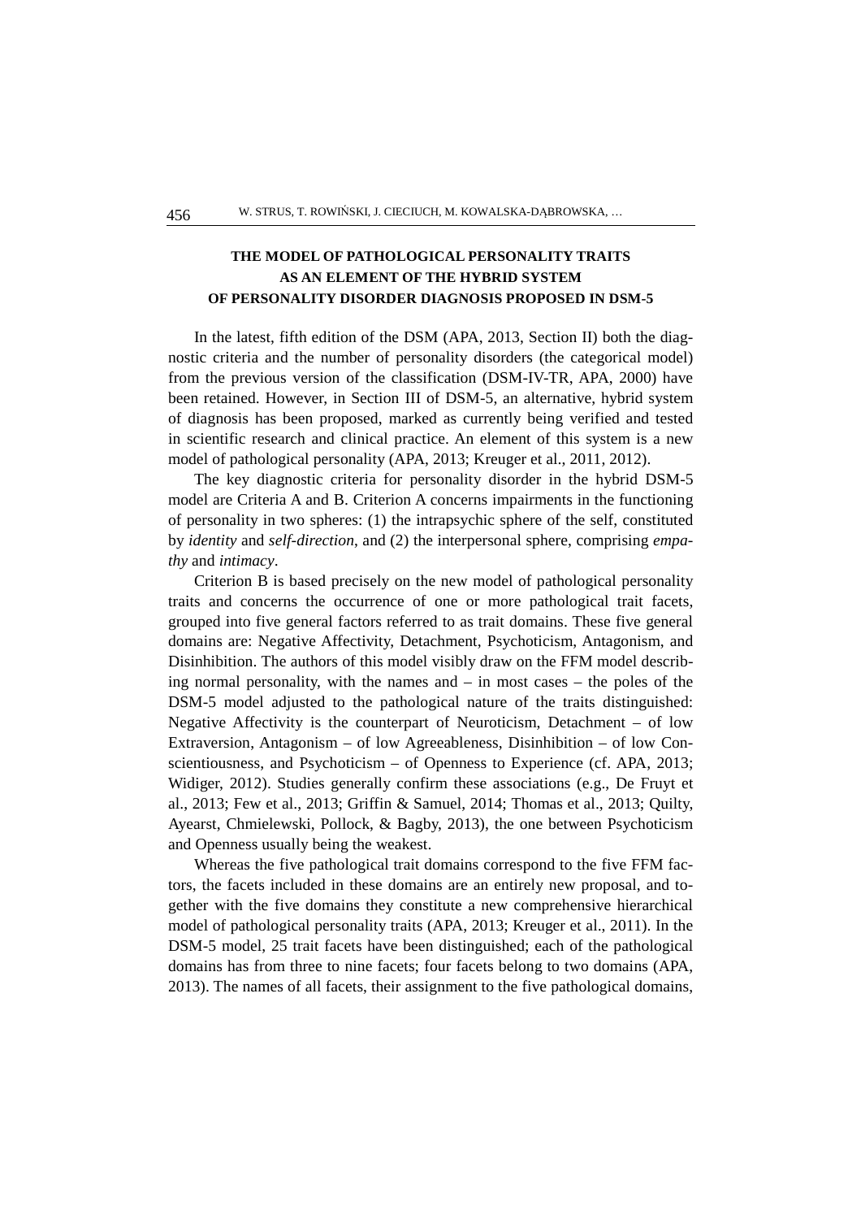## THE MODEL OF PATHOLOGICAL PERSONALITY TRAITS AS AN ELEMENT OF THE HYBRID SYSTEM OF PERSONALITY DISORDER DIAGNOSIS PROPOSED IN DSM-5

In the latest, fifth edition of the DSM (APA, 2013, Section II) both the diagnostic criteria and the number of personality disorders (the categorical model) from the previous version of the classification (DSM-IV-TR, APA, 2000) have been retained. However, in Section III of DSM-5, an alternative, hybrid system of diagnosis has been proposed, marked as currently being verified and tested in scientific research and clinical practice. An element of this system is a new model of pathological personality (APA, 2013; Kreuger et al., 2011, 2012).

The key diagnostic criteria for personality disorder in the hybrid DSM-5 model are Criteria A and B. Criterion A concerns impairments in the functioning of personality in two spheres: (1) the intrapsychic sphere of the self, constituted by *identity* and *self-direction*, and (2) the interpersonal sphere, comprising *empathy* and *intimacy*.

Criterion B is based precisely on the new model of pathological personality traits and concerns the occurrence of one or more pathological trait facets, grouped into five general factors referred to as trait domains. These five general domains are: Negative Affectivity, Detachment, Psychoticism, Antagonism, and Disinhibition. The authors of this model visibly draw on the FFM model describing normal personality, with the names and – in most cases – the poles of the DSM-5 model adjusted to the pathological nature of the traits distinguished: Negative Affectivity is the counterpart of Neuroticism, Detachment – of low Extraversion, Antagonism – of low Agreeableness, Disinhibition – of low Conscientiousness, and Psychoticism – of Openness to Experience (cf. APA, 2013; Widiger, 2012). Studies generally confirm these associations (e.g., De Fruyt et al., 2013; Few et al., 2013; Griffin & Samuel, 2014; Thomas et al., 2013; Quilty, Ayearst, Chmielewski, Pollock, & Bagby, 2013), the one between Psychoticism and Openness usually being the weakest.

Whereas the five pathological trait domains correspond to the five FFM factors, the facets included in these domains are an entirely new proposal, and together with the five domains they constitute a new comprehensive hierarchical model of pathological personality traits (APA, 2013; Kreuger et al., 2011). In the DSM-5 model, 25 trait facets have been distinguished; each of the pathological domains has from three to nine facets; four facets belong to two domains (APA, 2013). The names of all facets, their assignment to the five pathological domains,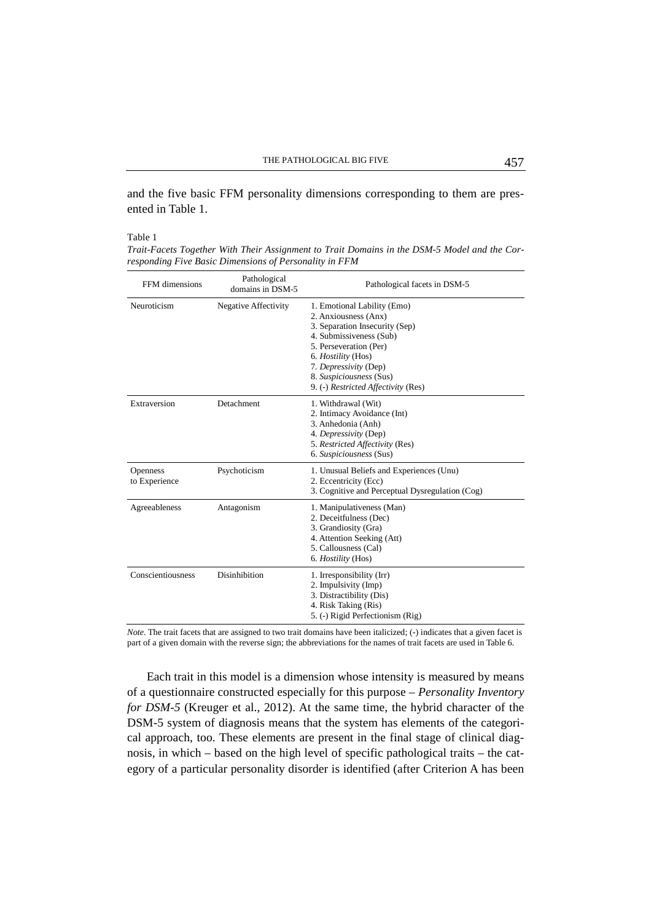and the five basic FFM personality dimensions corresponding to them are presented in Table 1.

Table 1

*Trait-Facets Together With Their Assignment to Trait Domains in the DSM-5 Model and the Corresponding Five Basic Dimensions of Personality in FFM*

| FFM dimensions | Pathological domains in DSM-5 | Pathological facets in DSM-5 |
|---|---|---|
| Neuroticism | Negative Affectivity | 1. Emotional Lability (Emo)<br>2. Anxiousness (Anx)<br>3. Separation Insecurity (Sep)<br>4. Submissiveness (Sub)<br>5. Perseveration (Per)<br>6. *Hostility* (Hos)<br>7. *Depressivity* (Dep)<br>8. *Suspiciousness* (Sus)<br>9. (-) *Restricted Affectivity* (Res) |
| Extraversion | Detachment | 1. Withdrawal (Wit)<br>2. Intimacy Avoidance (Int)<br>3. Anhedonia (Anh)<br>4. *Depressivity* (Dep)<br>5. *Restricted Affectivity* (Res)<br>6. *Suspiciousness* (Sus) |
| Openness to Experience | Psychoticism | 1. Unusual Beliefs and Experiences (Unu)<br>2. Eccentricity (Ecc)<br>3. Cognitive and Perceptual Dysregulation (Cog) |
| Agreeableness | Antagonism | 1. Manipulativeness (Man)<br>2. Deceitfulness (Dec)<br>3. Grandiosity (Gra)<br>4. Attention Seeking (Att)<br>5. Callousness (Cal)<br>6. *Hostility* (Hos) |
| Conscientiousness | Disinhibition | 1. Irresponsibility (Irr)<br>2. Impulsivity (Imp)<br>3. Distractibility (Dis)<br>4. Risk Taking (Ris)<br>5. (-) Rigid Perfectionism (Rig) |

*Note.* The trait facets that are assigned to two trait domains have been italicized; (-) indicates that a given facet is part of a given domain with the reverse sign; the abbreviations for the names of trait facets are used in Table 6.

Each trait in this model is a dimension whose intensity is measured by means of a questionnaire constructed especially for this purpose – *Personality Inventory for DSM-5* (Kreuger et al., 2012). At the same time, the hybrid character of the DSM-5 system of diagnosis means that the system has elements of the categorical approach, too. These elements are present in the final stage of clinical diagnosis, in which – based on the high level of specific pathological traits – the category of a particular personality disorder is identified (after Criterion A has been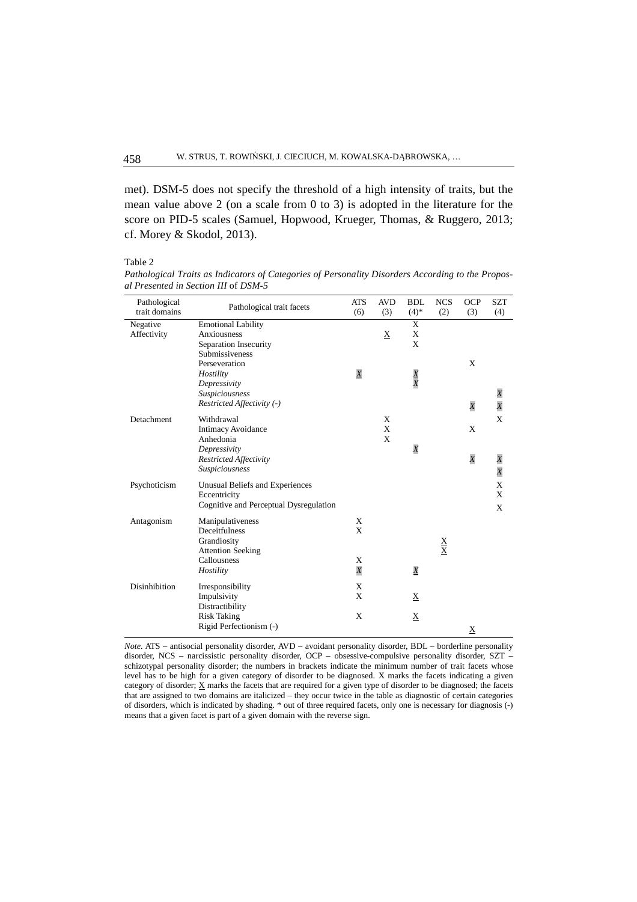met). DSM-5 does not specify the threshold of a high intensity of traits, but the mean value above 2 (on a scale from 0 to 3) is adopted in the literature for the score on PID-5 scales (Samuel, Hopwood, Krueger, Thomas, & Ruggero, 2013; cf. Morey & Skodol, 2013).

Table 2

*Pathological Traits as Indicators of Categories of Personality Disorders According to the Proposal Presented in Section III* of *DSM-5*

| Pathological trait domains | Pathological trait facets | ATS (6) | AVD (3) | BDL (4)* | NCS (2) | OCP (3) | SZT (4) |
|---|---|---|---|---|---|---|---|
| Negative Affectivity | Emotional Lability | | | X | | | |
| | Anxiousness | | <u>X</u> | X | | | |
| | Separation Insecurity | | | X | | | |
| | Submissiveness | | | | | | |
| | Perseveration | | | | | X | |
| | *Hostility* | *X* | | *<u>X</u>* | | | |
| | *Depressivity* | | | *X* | | | |
| | *Suspiciousness* | | | | | | *X* |
| | *Restricted Affectivity (-)* | | | | | *X* | *X* |
| Detachment | Withdrawal | | X | | | | X |
| | Intimacy Avoidance | | X | | | X | |
| | Anhedonia | | X | | | | |
| | *Depressivity* | | | *X* | | | |
| | *Restricted Affectivity* | | | | | *X* | *X* |
| | *Suspiciousness* | | | | | | *X* |
| Psychoticism | Unusual Beliefs and Experiences | | | | | | X |
| | Eccentricity | | | | | | X |
| | Cognitive and Perceptual Dysregulation | | | | | | X |
| Antagonism | Manipulativeness | X | | | | | |
| | Deceitfulness | X | | | | | |
| | Grandiosity | | | | <u>X</u> | | |
| | Attention Seeking | | | | <u>X</u> | | |
| | Callousness | X | | | | | |
| | *Hostility* | *X* | | *<u>X</u>* | | | |
| Disinhibition | Irresponsibility | X | | | | | |
| | Impulsivity | X | | <u>X</u> | | | |
| | Distractibility | | | | | | |
| | Risk Taking | X | | <u>X</u> | | | |
| | Rigid Perfectionism (-) | | | | | <u>X</u> | |

*Note*. ATS – antisocial personality disorder, AVD – avoidant personality disorder, BDL – borderline personality disorder, NCS – narcissistic personality disorder, OCP – obsessive-compulsive personality disorder, SZT – schizotypal personality disorder; the numbers in brackets indicate the minimum number of trait facets whose level has to be high for a given category of disorder to be diagnosed. X marks the facets indicating a given category of disorder; <u>X</u> marks the facets that are required for a given type of disorder to be diagnosed; the facets that are assigned to two domains are italicized – they occur twice in the table as diagnostic of certain categories of disorders, which is indicated by shading. * out of three required facets, only one is necessary for diagnosis (-) means that a given facet is part of a given domain with the reverse sign.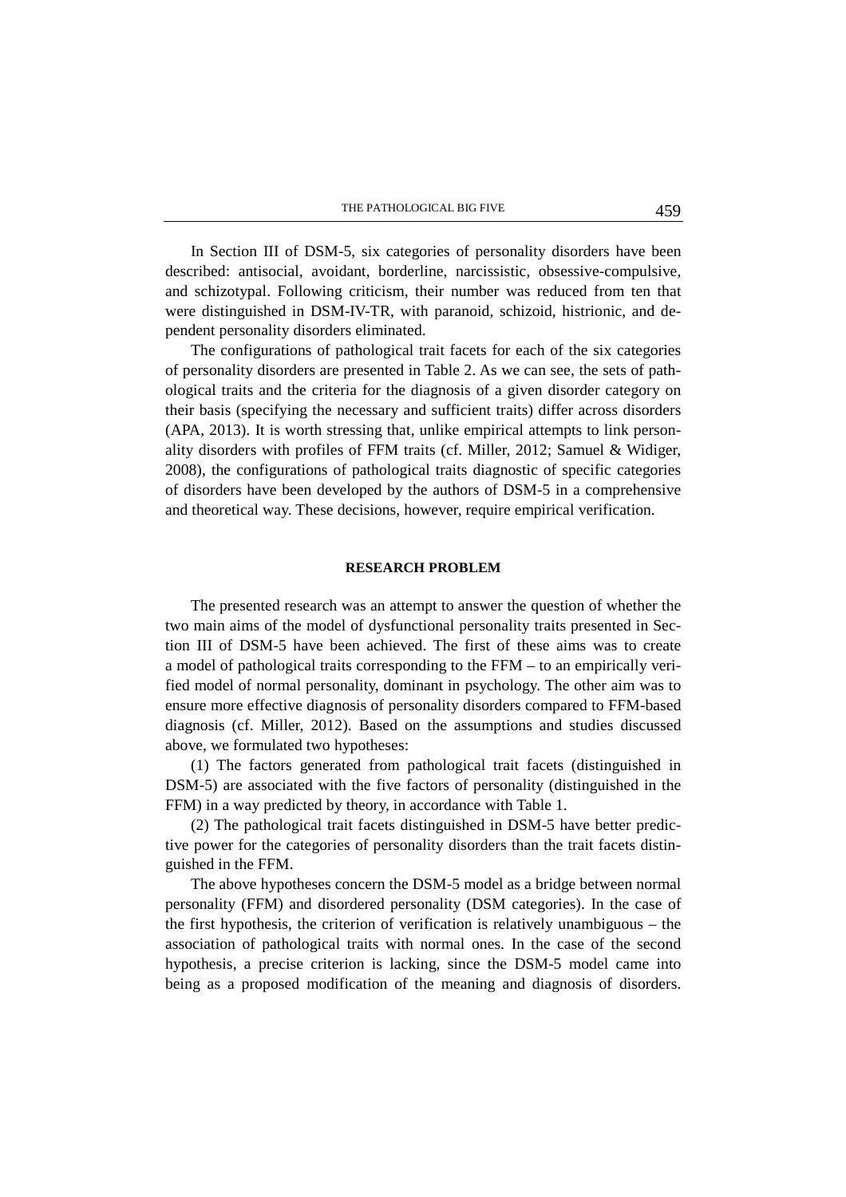In Section III of DSM-5, six categories of personality disorders have been described: antisocial, avoidant, borderline, narcissistic, obsessive-compulsive, and schizotypal. Following criticism, their number was reduced from ten that were distinguished in DSM-IV-TR, with paranoid, schizoid, histrionic, and dependent personality disorders eliminated.

The configurations of pathological trait facets for each of the six categories of personality disorders are presented in Table 2. As we can see, the sets of pathological traits and the criteria for the diagnosis of a given disorder category on their basis (specifying the necessary and sufficient traits) differ across disorders (APA, 2013). It is worth stressing that, unlike empirical attempts to link personality disorders with profiles of FFM traits (cf. Miller, 2012; Samuel & Widiger, 2008), the configurations of pathological traits diagnostic of specific categories of disorders have been developed by the authors of DSM-5 in a comprehensive and theoretical way. These decisions, however, require empirical verification.

## RESEARCH PROBLEM

The presented research was an attempt to answer the question of whether the two main aims of the model of dysfunctional personality traits presented in Section III of DSM-5 have been achieved. The first of these aims was to create a model of pathological traits corresponding to the FFM – to an empirically verified model of normal personality, dominant in psychology. The other aim was to ensure more effective diagnosis of personality disorders compared to FFM-based diagnosis (cf. Miller, 2012). Based on the assumptions and studies discussed above, we formulated two hypotheses:

(1) The factors generated from pathological trait facets (distinguished in DSM-5) are associated with the five factors of personality (distinguished in the FFM) in a way predicted by theory, in accordance with Table 1.

(2) The pathological trait facets distinguished in DSM-5 have better predictive power for the categories of personality disorders than the trait facets distinguished in the FFM.

The above hypotheses concern the DSM-5 model as a bridge between normal personality (FFM) and disordered personality (DSM categories). In the case of the first hypothesis, the criterion of verification is relatively unambiguous – the association of pathological traits with normal ones. In the case of the second hypothesis, a precise criterion is lacking, since the DSM-5 model came into being as a proposed modification of the meaning and diagnosis of disorders.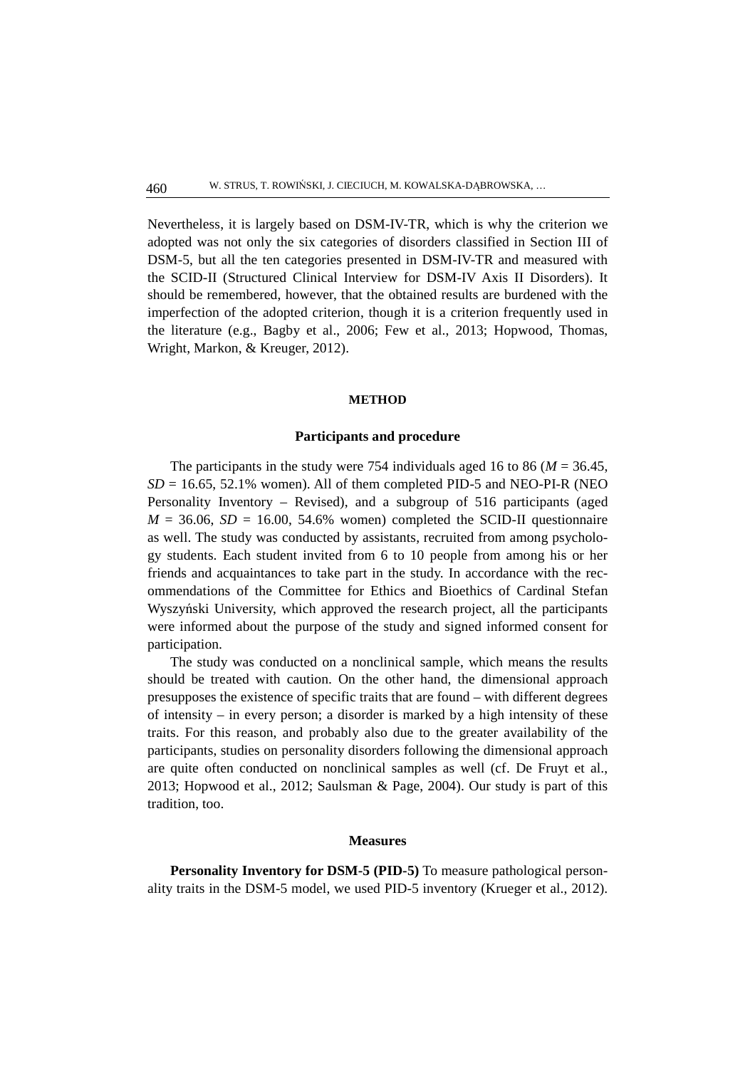Nevertheless, it is largely based on DSM-IV-TR, which is why the criterion we adopted was not only the six categories of disorders classified in Section III of DSM-5, but all the ten categories presented in DSM-IV-TR and measured with the SCID-II (Structured Clinical Interview for DSM-IV Axis II Disorders). It should be remembered, however, that the obtained results are burdened with the imperfection of the adopted criterion, though it is a criterion frequently used in the literature (e.g., Bagby et al., 2006; Few et al., 2013; Hopwood, Thomas, Wright, Markon, & Kreuger, 2012).

## METHOD

### Participants and procedure

The participants in the study were 754 individuals aged 16 to 86 ($M = 36.45$, $SD = 16.65$, 52.1% women). All of them completed PID-5 and NEO-PI-R (NEO Personality Inventory – Revised), and a subgroup of 516 participants (aged $M = 36.06$, $SD = 16.00$, 54.6% women) completed the SCID-II questionnaire as well. The study was conducted by assistants, recruited from among psychology students. Each student invited from 6 to 10 people from among his or her friends and acquaintances to take part in the study. In accordance with the recommendations of the Committee for Ethics and Bioethics of Cardinal Stefan Wyszyński University, which approved the research project, all the participants were informed about the purpose of the study and signed informed consent for participation.

The study was conducted on a nonclinical sample, which means the results should be treated with caution. On the other hand, the dimensional approach presupposes the existence of specific traits that are found – with different degrees of intensity – in every person; a disorder is marked by a high intensity of these traits. For this reason, and probably also due to the greater availability of the participants, studies on personality disorders following the dimensional approach are quite often conducted on nonclinical samples as well (cf. De Fruyt et al., 2013; Hopwood et al., 2012; Saulsman & Page, 2004). Our study is part of this tradition, too.

### Measures

**Personality Inventory for DSM-5 (PID-5)** To measure pathological personality traits in the DSM-5 model, we used PID-5 inventory (Krueger et al., 2012).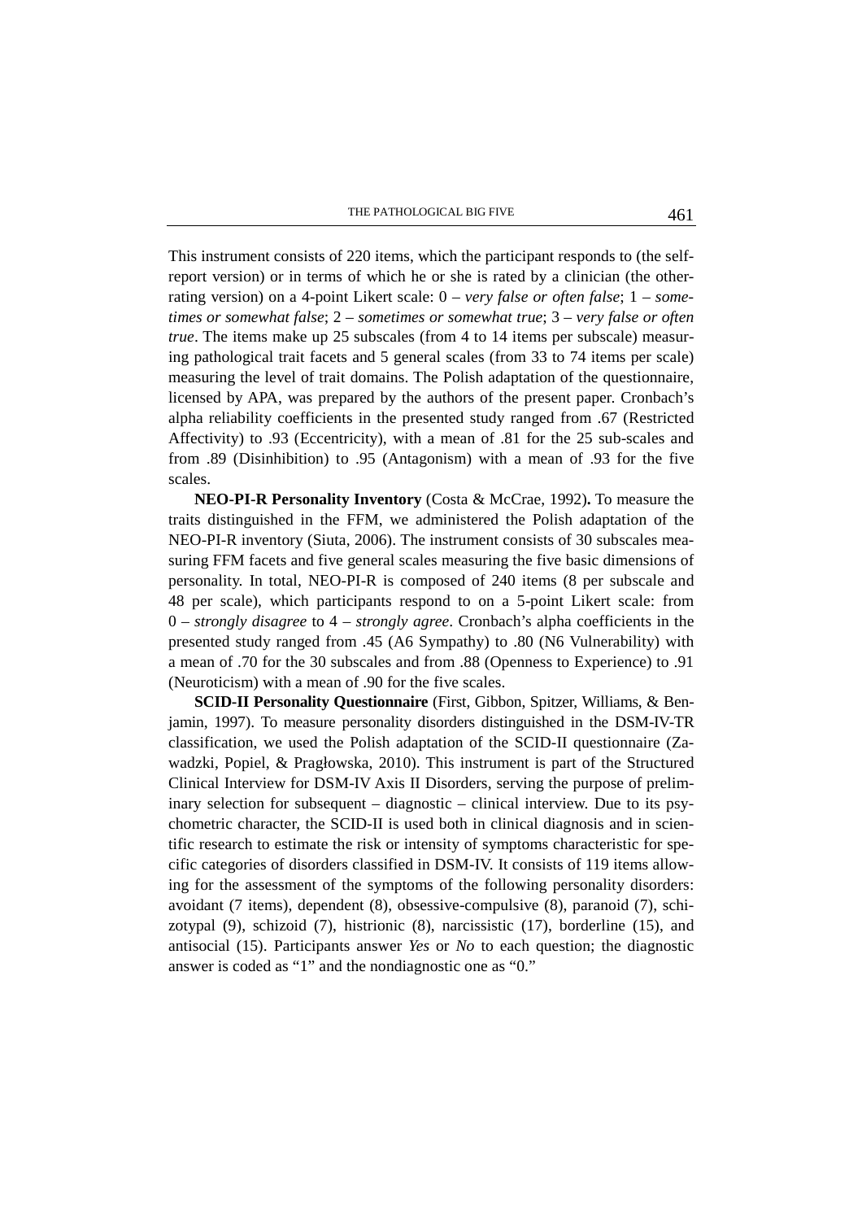This instrument consists of 220 items, which the participant responds to (the self-report version) or in terms of which he or she is rated by a clinician (the other-rating version) on a 4-point Likert scale: 0 – *very false or often false*; 1 – *sometimes or somewhat false*; 2 – *sometimes or somewhat true*; 3 – *very false or often true*. The items make up 25 subscales (from 4 to 14 items per subscale) measuring pathological trait facets and 5 general scales (from 33 to 74 items per scale) measuring the level of trait domains. The Polish adaptation of the questionnaire, licensed by APA, was prepared by the authors of the present paper. Cronbach's alpha reliability coefficients in the presented study ranged from .67 (Restricted Affectivity) to .93 (Eccentricity), with a mean of .81 for the 25 sub-scales and from .89 (Disinhibition) to .95 (Antagonism) with a mean of .93 for the five scales.

**NEO-PI-R Personality Inventory** (Costa & McCrae, 1992)**.** To measure the traits distinguished in the FFM, we administered the Polish adaptation of the NEO-PI-R inventory (Siuta, 2006). The instrument consists of 30 subscales measuring FFM facets and five general scales measuring the five basic dimensions of personality. In total, NEO-PI-R is composed of 240 items (8 per subscale and 48 per scale), which participants respond to on a 5-point Likert scale: from 0 – *strongly disagree* to 4 – *strongly agree*. Cronbach's alpha coefficients in the presented study ranged from .45 (A6 Sympathy) to .80 (N6 Vulnerability) with a mean of .70 for the 30 subscales and from .88 (Openness to Experience) to .91 (Neuroticism) with a mean of .90 for the five scales.

**SCID-II Personality Questionnaire** (First, Gibbon, Spitzer, Williams, & Benjamin, 1997). To measure personality disorders distinguished in the DSM-IV-TR classification, we used the Polish adaptation of the SCID-II questionnaire (Zawadzki, Popiel, & Pragłowska, 2010). This instrument is part of the Structured Clinical Interview for DSM-IV Axis II Disorders, serving the purpose of preliminary selection for subsequent – diagnostic – clinical interview. Due to its psychometric character, the SCID-II is used both in clinical diagnosis and in scientific research to estimate the risk or intensity of symptoms characteristic for specific categories of disorders classified in DSM-IV. It consists of 119 items allowing for the assessment of the symptoms of the following personality disorders: avoidant (7 items), dependent (8), obsessive-compulsive (8), paranoid (7), schizotypal (9), schizoid (7), histrionic (8), narcissistic (17), borderline (15), and antisocial (15). Participants answer *Yes* or *No* to each question; the diagnostic answer is coded as "1" and the nondiagnostic one as "0."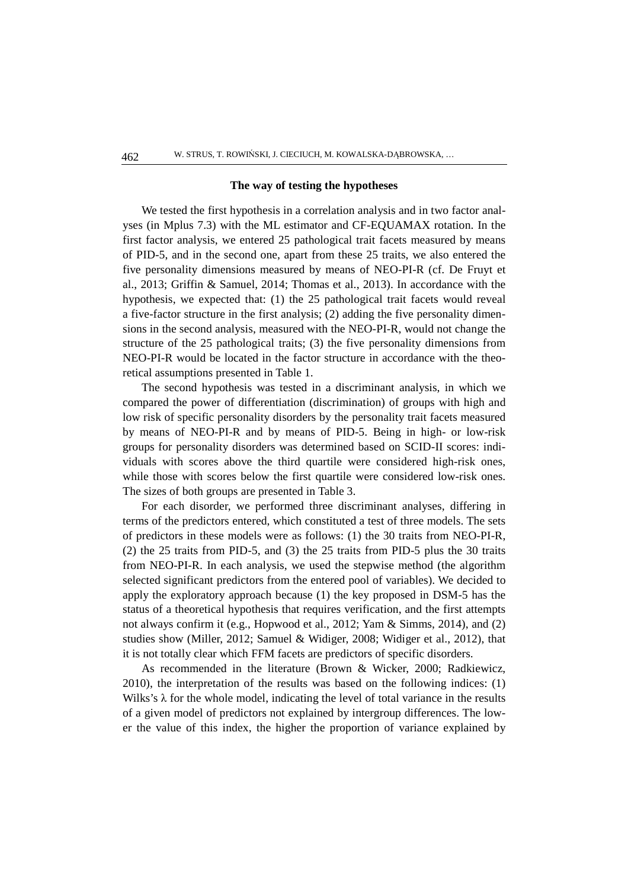### The way of testing the hypotheses

We tested the first hypothesis in a correlation analysis and in two factor analyses (in Mplus 7.3) with the ML estimator and CF-EQUAMAX rotation. In the first factor analysis, we entered 25 pathological trait facets measured by means of PID-5, and in the second one, apart from these 25 traits, we also entered the five personality dimensions measured by means of NEO-PI-R (cf. De Fruyt et al., 2013; Griffin & Samuel, 2014; Thomas et al., 2013). In accordance with the hypothesis, we expected that: (1) the 25 pathological trait facets would reveal a five-factor structure in the first analysis; (2) adding the five personality dimensions in the second analysis, measured with the NEO-PI-R, would not change the structure of the 25 pathological traits; (3) the five personality dimensions from NEO-PI-R would be located in the factor structure in accordance with the theoretical assumptions presented in Table 1.

The second hypothesis was tested in a discriminant analysis, in which we compared the power of differentiation (discrimination) of groups with high and low risk of specific personality disorders by the personality trait facets measured by means of NEO-PI-R and by means of PID-5. Being in high- or low-risk groups for personality disorders was determined based on SCID-II scores: individuals with scores above the third quartile were considered high-risk ones, while those with scores below the first quartile were considered low-risk ones. The sizes of both groups are presented in Table 3.

For each disorder, we performed three discriminant analyses, differing in terms of the predictors entered, which constituted a test of three models. The sets of predictors in these models were as follows: (1) the 30 traits from NEO-PI-R, (2) the 25 traits from PID-5, and (3) the 25 traits from PID-5 plus the 30 traits from NEO-PI-R. In each analysis, we used the stepwise method (the algorithm selected significant predictors from the entered pool of variables). We decided to apply the exploratory approach because (1) the key proposed in DSM-5 has the status of a theoretical hypothesis that requires verification, and the first attempts not always confirm it (e.g., Hopwood et al., 2012; Yam & Simms, 2014), and (2) studies show (Miller, 2012; Samuel & Widiger, 2008; Widiger et al., 2012), that it is not totally clear which FFM facets are predictors of specific disorders.

As recommended in the literature (Brown & Wicker, 2000; Radkiewicz, 2010), the interpretation of the results was based on the following indices: (1) Wilks's $\lambda$ for the whole model, indicating the level of total variance in the results of a given model of predictors not explained by intergroup differences. The lower the value of this index, the higher the proportion of variance explained by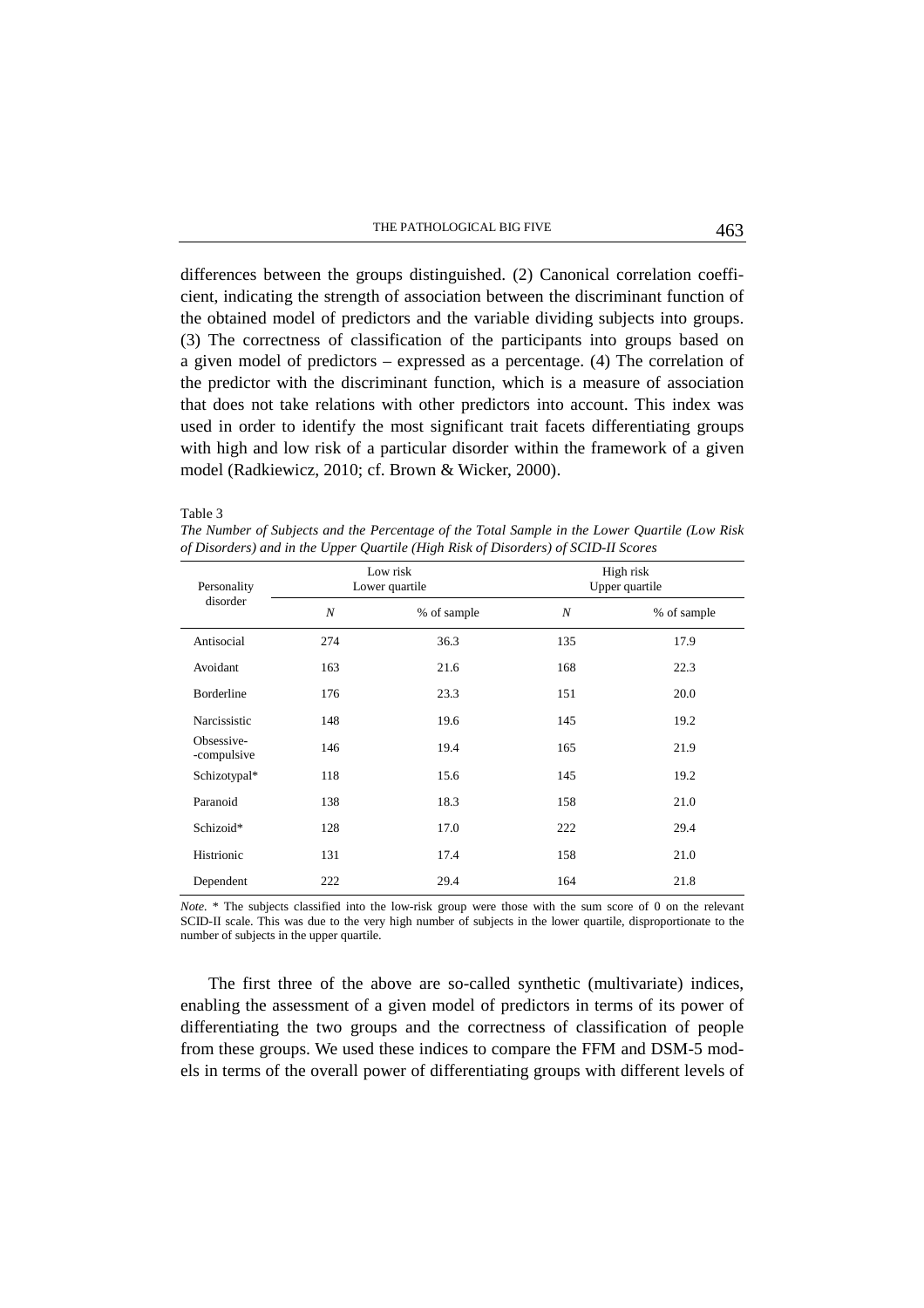differences between the groups distinguished. (2) Canonical correlation coefficient, indicating the strength of association between the discriminant function of the obtained model of predictors and the variable dividing subjects into groups. (3) The correctness of classification of the participants into groups based on a given model of predictors – expressed as a percentage. (4) The correlation of the predictor with the discriminant function, which is a measure of association that does not take relations with other predictors into account. This index was used in order to identify the most significant trait facets differentiating groups with high and low risk of a particular disorder within the framework of a given model (Radkiewicz, 2010; cf. Brown & Wicker, 2000).

Table 3

*The Number of Subjects and the Percentage of the Total Sample in the Lower Quartile (Low Risk of Disorders) and in the Upper Quartile (High Risk of Disorders) of SCID-II Scores*

| Personality disorder | Low risk Lower quartile | | High risk Upper quartile | |
|---|---|---|---|---|
| | *N* | % of sample | *N* | % of sample |
| Antisocial | 274 | 36.3 | 135 | 17.9 |
| Avoidant | 163 | 21.6 | 168 | 22.3 |
| Borderline | 176 | 23.3 | 151 | 20.0 |
| Narcissistic | 148 | 19.6 | 145 | 19.2 |
| Obsessive-compulsive | 146 | 19.4 | 165 | 21.9 |
| Schizotypal* | 118 | 15.6 | 145 | 19.2 |
| Paranoid | 138 | 18.3 | 158 | 21.0 |
| Schizoid* | 128 | 17.0 | 222 | 29.4 |
| Histrionic | 131 | 17.4 | 158 | 21.0 |
| Dependent | 222 | 29.4 | 164 | 21.8 |

*Note.* * The subjects classified into the low-risk group were those with the sum score of 0 on the relevant SCID-II scale. This was due to the very high number of subjects in the lower quartile, disproportionate to the number of subjects in the upper quartile.

The first three of the above are so-called synthetic (multivariate) indices, enabling the assessment of a given model of predictors in terms of its power of differentiating the two groups and the correctness of classification of people from these groups. We used these indices to compare the FFM and DSM-5 models in terms of the overall power of differentiating groups with different levels of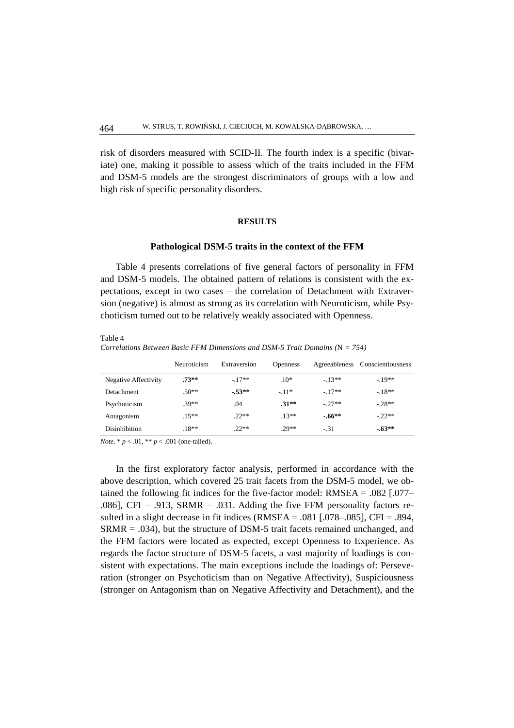risk of disorders measured with SCID-II. The fourth index is a specific (bivariate) one, making it possible to assess which of the traits included in the FFM and DSM-5 models are the strongest discriminators of groups with a low and high risk of specific personality disorders.

## RESULTS

### Pathological DSM-5 traits in the context of the FFM

Table 4 presents correlations of five general factors of personality in FFM and DSM-5 models. The obtained pattern of relations is consistent with the expectations, except in two cases – the correlation of Detachment with Extraversion (negative) is almost as strong as its correlation with Neuroticism, while Psychoticism turned out to be relatively weakly associated with Openness.

Table 4
*Correlations Between Basic FFM Dimensions and DSM-5 Trait Domains (*N *= 754)*

| | Neuroticism | Extraversion | Openness | Agreeableness | Conscientiousness |
|---|---|---|---|---|---|
| Negative Affectivity | **.73**\*\* | -.17\*\* | .10\* | -.13\*\* | -.19\*\* |
| Detachment | .50\*\* | **-.53**\*\* | -.11\* | -.17\*\* | -.18\*\* |
| Psychoticism | .39\*\* | .04 | **.31**\*\* | -.27\*\* | -.28\*\* |
| Antagonism | .15\*\* | .22\*\* | .13\*\* | **-.66**\*\* | -.22\*\* |
| Disinhibition | .18\*\* | .22\*\* | .29\*\* | -.31 | **-.63**\*\* |

*Note.* \* $p < .01$, \*\* $p < .001$ (one-tailed).

In the first exploratory factor analysis, performed in accordance with the above description, which covered 25 trait facets from the DSM-5 model, we obtained the following fit indices for the five-factor model: RMSEA = .082 [.077–.086], CFI = .913, SRMR = .031. Adding the five FFM personality factors resulted in a slight decrease in fit indices (RMSEA = .081 [.078–.085], CFI = .894, SRMR = .034), but the structure of DSM-5 trait facets remained unchanged, and the FFM factors were located as expected, except Openness to Experience. As regards the factor structure of DSM-5 facets, a vast majority of loadings is consistent with expectations. The main exceptions include the loadings of: Perseveration (stronger on Psychoticism than on Negative Affectivity), Suspiciousness (stronger on Antagonism than on Negative Affectivity and Detachment), and the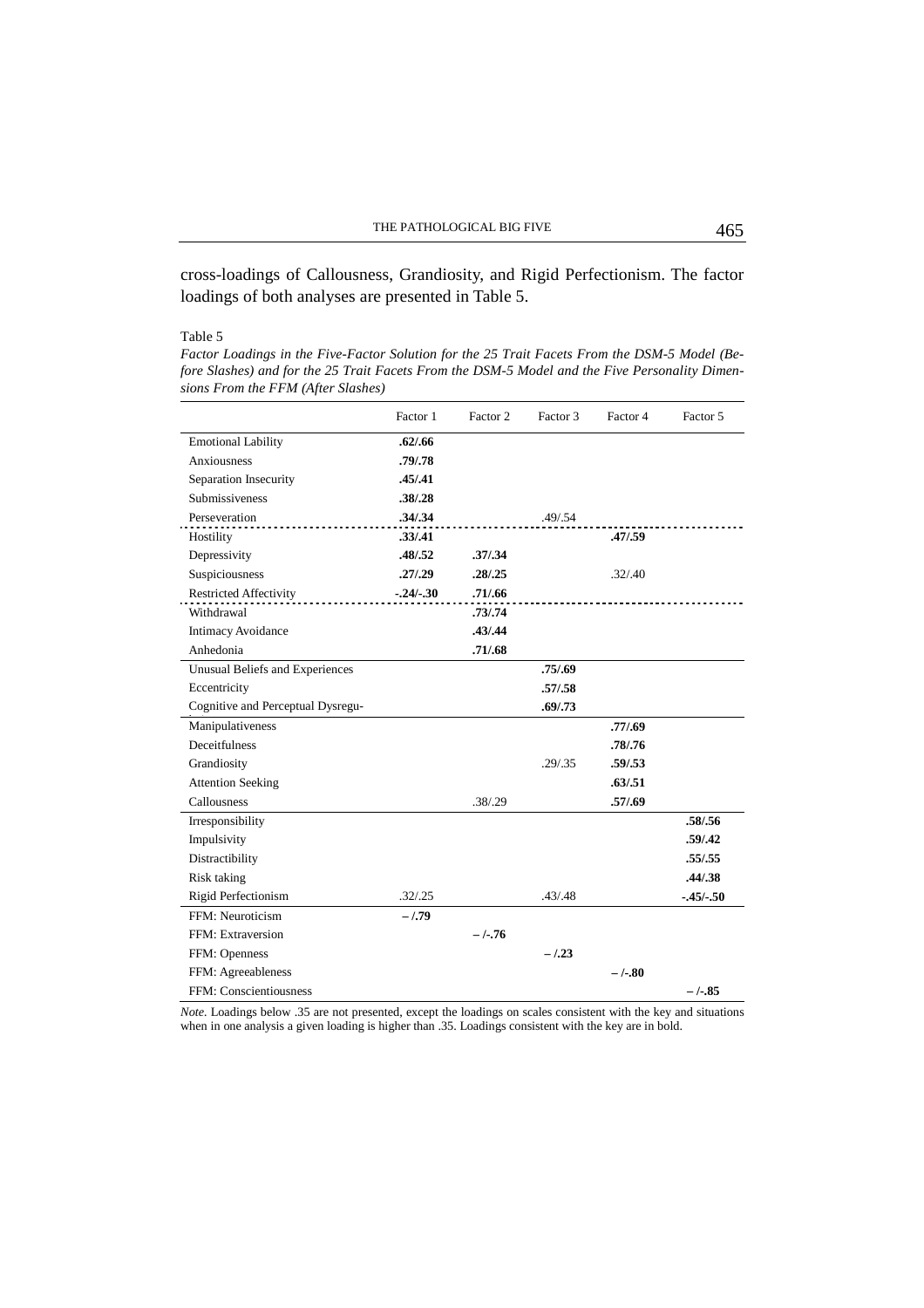cross-loadings of Callousness, Grandiosity, and Rigid Perfectionism. The factor loadings of both analyses are presented in Table 5.

Table 5

*Factor Loadings in the Five-Factor Solution for the 25 Trait Facets From the DSM-5 Model (Before Slashes) and for the 25 Trait Facets From the DSM-5 Model and the Five Personality Dimensions From the FFM (After Slashes)*

| | Factor 1 | Factor 2 | Factor 3 | Factor 4 | Factor 5 |
|---|---|---|---|---|---|
| Emotional Lability | **.62/.66** | | | | |
| Anxiousness | **.79/.78** | | | | |
| Separation Insecurity | **.45/.41** | | | | |
| Submissiveness | **.38/.28** | | | | |
| Perseveration | **.34/.34** | | .49/.54 | | |
| Hostility | **.33/.41** | | | **.47/.59** | |
| Depressivity | **.48/.52** | **.37/.34** | | | |
| Suspiciousness | **.27/.29** | **.28/.25** | | .32/.40 | |
| Restricted Affectivity | **-.24/-.30** | **.71/.66** | | | |
| Withdrawal | | **.73/.74** | | | |
| Intimacy Avoidance | | **.43/.44** | | | |
| Anhedonia | | **.71/.68** | | | |
| Unusual Beliefs and Experiences | | | **.75/.69** | | |
| Eccentricity | | | **.57/.58** | | |
| Cognitive and Perceptual Dysregu- | | | **.69/.73** | | |
| Manipulativeness | | | | **.77/.69** | |
| Deceitfulness | | | | **.78/.76** | |
| Grandiosity | | | .29/.35 | **.59/.53** | |
| Attention Seeking | | | | **.63/.51** | |
| Callousness | | .38/.29 | | **.57/.69** | |
| Irresponsibility | | | | | **.58/.56** |
| Impulsivity | | | | | **.59/.42** |
| Distractibility | | | | | **.55/.55** |
| Risk taking | | | | | **.44/.38** |
| Rigid Perfectionism | .32/.25 | | .43/.48 | | **-.45/-.50** |
| FFM: Neuroticism | **– /.79** | | | | |
| FFM: Extraversion | | **– /-.76** | | | |
| FFM: Openness | | | **– /.23** | | |
| FFM: Agreeableness | | | | **– /-.80** | |
| FFM: Conscientiousness | | | | | **– /-.85** |

*Note.* Loadings below .35 are not presented, except the loadings on scales consistent with the key and situations when in one analysis a given loading is higher than .35. Loadings consistent with the key are in bold.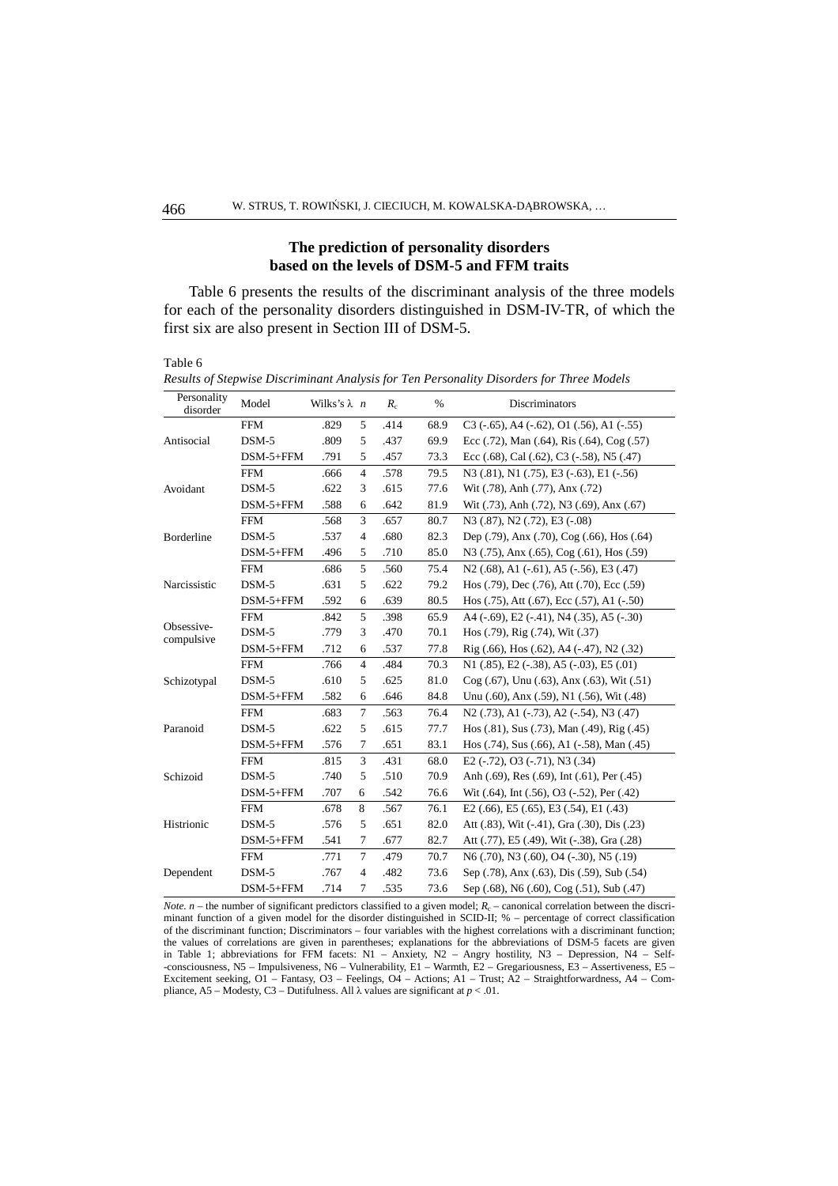### The prediction of personality disorders based on the levels of DSM-5 and FFM traits

Table 6 presents the results of the discriminant analysis of the three models for each of the personality disorders distinguished in DSM-IV-TR, of which the first six are also present in Section III of DSM-5.

Table 6

*Results of Stepwise Discriminant Analysis for Ten Personality Disorders for Three Models*

| Personality disorder | Model | Wilks's λ | *n* | $R_c$ | % | Discriminators |
|---|---|---|---|---|---|---|
| Antisocial | FFM | .829 | 5 | .414 | 68.9 | C3 (-.65), A4 (-.62), O1 (.56), A1 (-.55) |
| | DSM-5 | .809 | 5 | .437 | 69.9 | Ecc (.72), Man (.64), Ris (.64), Cog (.57) |
| | DSM-5+FFM | .791 | 5 | .457 | 73.3 | Ecc (.68), Cal (.62), C3 (-.58), N5 (.47) |
| Avoidant | FFM | .666 | 4 | .578 | 79.5 | N3 (.81), N1 (.75), E3 (-.63), E1 (-.56) |
| | DSM-5 | .622 | 3 | .615 | 77.6 | Wit (.78), Anh (.77), Anx (.72) |
| | DSM-5+FFM | .588 | 6 | .642 | 81.9 | Wit (.73), Anh (.72), N3 (.69), Anx (.67) |
| Borderline | FFM | .568 | 3 | .657 | 80.7 | N3 (.87), N2 (.72), E3 (-.08) |
| | DSM-5 | .537 | 4 | .680 | 82.3 | Dep (.79), Anx (.70), Cog (.66), Hos (.64) |
| | DSM-5+FFM | .496 | 5 | .710 | 85.0 | N3 (.75), Anx (.65), Cog (.61), Hos (.59) |
| Narcissistic | FFM | .686 | 5 | .560 | 75.4 | N2 (.68), A1 (-.61), A5 (-.56), E3 (.47) |
| | DSM-5 | .631 | 5 | .622 | 79.2 | Hos (.79), Dec (.76), Att (.70), Ecc (.59) |
| | DSM-5+FFM | .592 | 6 | .639 | 80.5 | Hos (.75), Att (.67), Ecc (.57), A1 (-.50) |
| Obsessive-compulsive | FFM | .842 | 5 | .398 | 65.9 | A4 (-.69), E2 (-.41), N4 (.35), A5 (-.30) |
| | DSM-5 | .779 | 3 | .470 | 70.1 | Hos (.79), Rig (.74), Wit (.37) |
| | DSM-5+FFM | .712 | 6 | .537 | 77.8 | Rig (.66), Hos (.62), A4 (-.47), N2 (.32) |
| Schizotypal | FFM | .766 | 4 | .484 | 70.3 | N1 (.85), E2 (-.38), A5 (-.03), E5 (.01) |
| | DSM-5 | .610 | 5 | .625 | 81.0 | Cog (.67), Unu (.63), Anx (.63), Wit (.51) |
| | DSM-5+FFM | .582 | 6 | .646 | 84.8 | Unu (.60), Anx (.59), N1 (.56), Wit (.48) |
| Paranoid | FFM | .683 | 7 | .563 | 76.4 | N2 (.73), A1 (-.73), A2 (-.54), N3 (.47) |
| | DSM-5 | .622 | 5 | .615 | 77.7 | Hos (.81), Sus (.73), Man (.49), Rig (.45) |
| | DSM-5+FFM | .576 | 7 | .651 | 83.1 | Hos (.74), Sus (.66), A1 (-.58), Man (.45) |
| Schizoid | FFM | .815 | 3 | .431 | 68.0 | E2 (-.72), O3 (-.71), N3 (.34) |
| | DSM-5 | .740 | 5 | .510 | 70.9 | Anh (.69), Res (.69), Int (.61), Per (.45) |
| | DSM-5+FFM | .707 | 6 | .542 | 76.6 | Wit (.64), Int (.56), O3 (-.52), Per (.42) |
| Histrionic | FFM | .678 | 8 | .567 | 76.1 | E2 (.66), E5 (.65), E3 (.54), E1 (.43) |
| | DSM-5 | .576 | 5 | .651 | 82.0 | Att (.83), Wit (-.41), Gra (.30), Dis (.23) |
| | DSM-5+FFM | .541 | 7 | .677 | 82.7 | Att (.77), E5 (.49), Wit (-.38), Gra (.28) |
| Dependent | FFM | .771 | 7 | .479 | 70.7 | N6 (.70), N3 (.60), O4 (-.30), N5 (.19) |
| | DSM-5 | .767 | 4 | .482 | 73.6 | Sep (.78), Anx (.63), Dis (.59), Sub (.54) |
| | DSM-5+FFM | .714 | 7 | .535 | 73.6 | Sep (.68), N6 (.60), Cog (.51), Sub (.47) |

*Note.* *n* – the number of significant predictors classified to a given model; $R_c$ – canonical correlation between the discriminant function of a given model for the disorder distinguished in SCID-II; % – percentage of correct classification of the discriminant function; Discriminators – four variables with the highest correlations with a discriminant function; the values of correlations are given in parentheses; explanations for the abbreviations of DSM-5 facets are given in Table 1; abbreviations for FFM facets: N1 – Anxiety, N2 – Angry hostility, N3 – Depression, N4 – Self-consciousness, N5 – Impulsiveness, N6 – Vulnerability, E1 – Warmth, E2 – Gregariousness, E3 – Assertiveness, E5 – Excitement seeking, O1 – Fantasy, O3 – Feelings, O4 – Actions; A1 – Trust; A2 – Straightforwardness, A4 – Compliance, A5 – Modesty, C3 – Dutifulness. All λ values are significant at $p < .01$.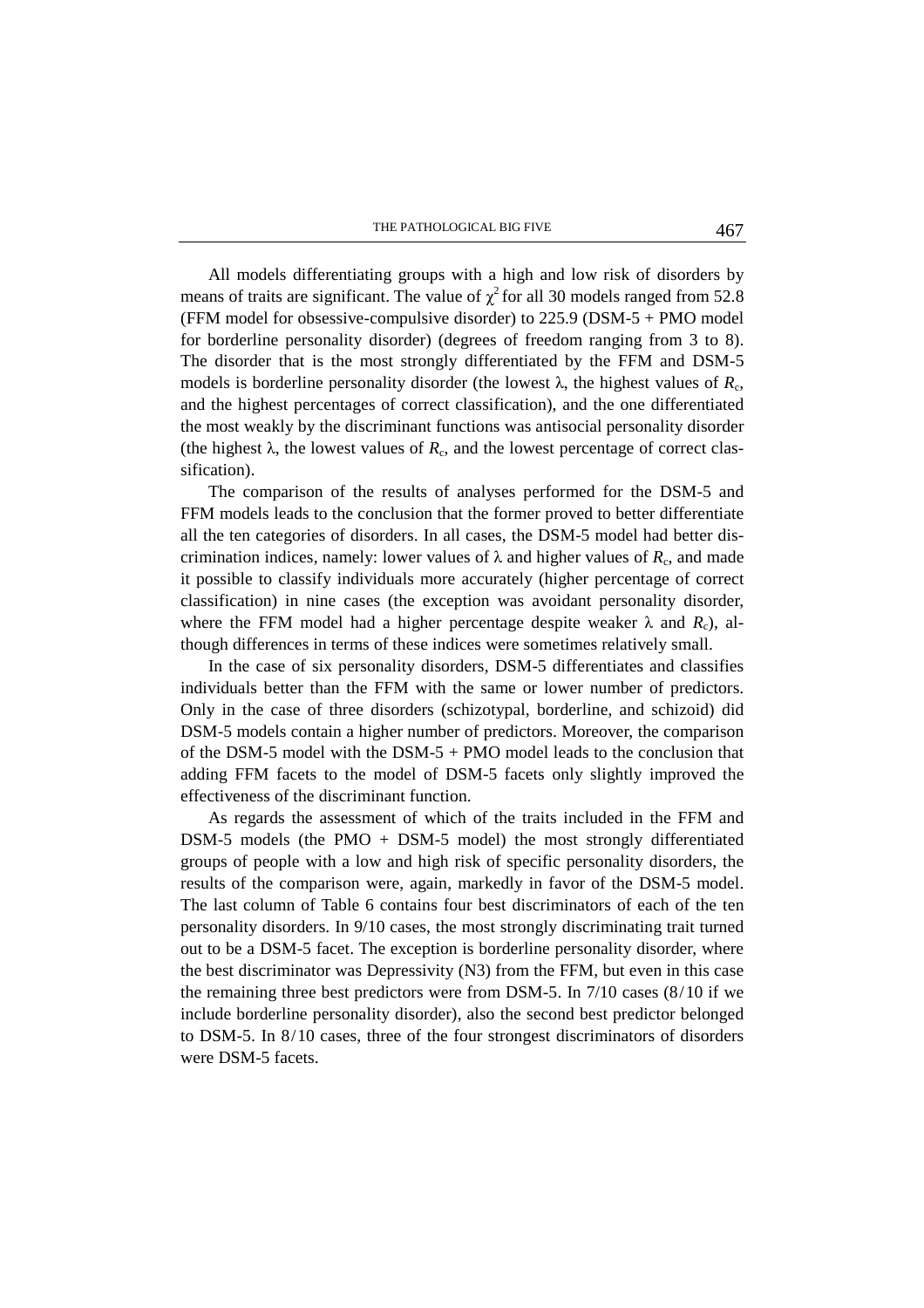All models differentiating groups with a high and low risk of disorders by means of traits are significant. The value of $\chi^2$ for all 30 models ranged from 52.8 (FFM model for obsessive-compulsive disorder) to 225.9 (DSM-5 + PMO model for borderline personality disorder) (degrees of freedom ranging from 3 to 8). The disorder that is the most strongly differentiated by the FFM and DSM-5 models is borderline personality disorder (the lowest $\lambda$, the highest values of $R_c$, and the highest percentages of correct classification), and the one differentiated the most weakly by the discriminant functions was antisocial personality disorder (the highest $\lambda$, the lowest values of $R_c$, and the lowest percentage of correct classification).

The comparison of the results of analyses performed for the DSM-5 and FFM models leads to the conclusion that the former proved to better differentiate all the ten categories of disorders. In all cases, the DSM-5 model had better discrimination indices, namely: lower values of $\lambda$ and higher values of $R_c$, and made it possible to classify individuals more accurately (higher percentage of correct classification) in nine cases (the exception was avoidant personality disorder, where the FFM model had a higher percentage despite weaker $\lambda$ and $R_c$), although differences in terms of these indices were sometimes relatively small.

In the case of six personality disorders, DSM-5 differentiates and classifies individuals better than the FFM with the same or lower number of predictors. Only in the case of three disorders (schizotypal, borderline, and schizoid) did DSM-5 models contain a higher number of predictors. Moreover, the comparison of the DSM-5 model with the DSM-5 + PMO model leads to the conclusion that adding FFM facets to the model of DSM-5 facets only slightly improved the effectiveness of the discriminant function.

As regards the assessment of which of the traits included in the FFM and DSM-5 models (the PMO + DSM-5 model) the most strongly differentiated groups of people with a low and high risk of specific personality disorders, the results of the comparison were, again, markedly in favor of the DSM-5 model. The last column of Table 6 contains four best discriminators of each of the ten personality disorders. In 9/10 cases, the most strongly discriminating trait turned out to be a DSM-5 facet. The exception is borderline personality disorder, where the best discriminator was Depressivity (N3) from the FFM, but even in this case the remaining three best predictors were from DSM-5. In 7/10 cases (8/10 if we include borderline personality disorder), also the second best predictor belonged to DSM-5. In 8/10 cases, three of the four strongest discriminators of disorders were DSM-5 facets.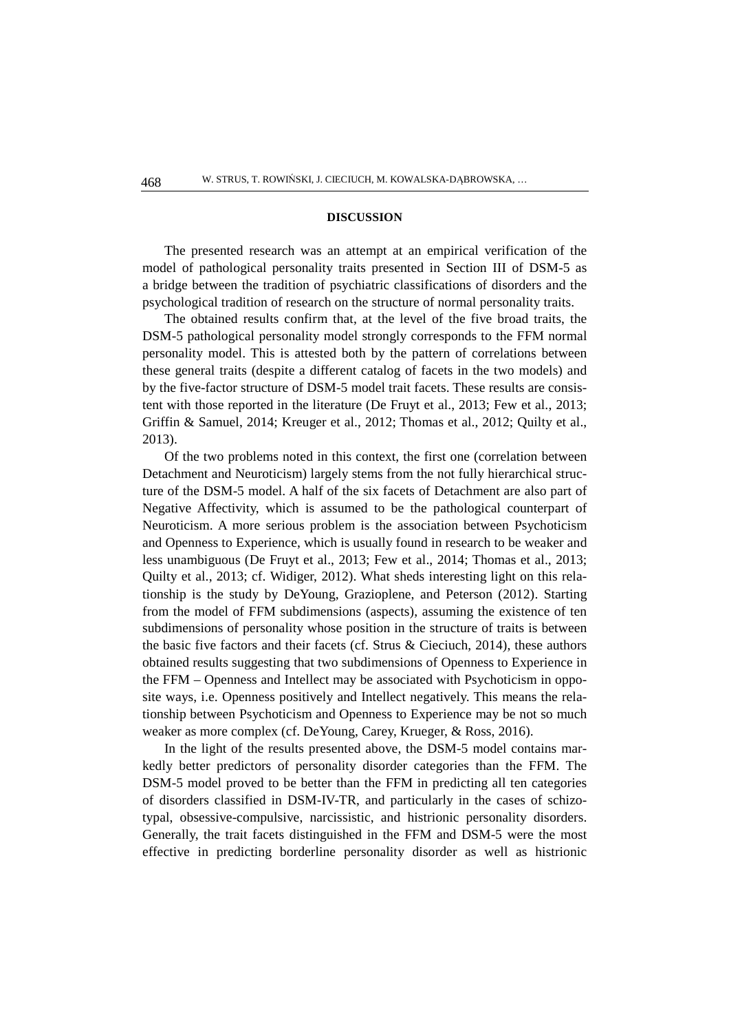## DISCUSSION

The presented research was an attempt at an empirical verification of the model of pathological personality traits presented in Section III of DSM-5 as a bridge between the tradition of psychiatric classifications of disorders and the psychological tradition of research on the structure of normal personality traits.

The obtained results confirm that, at the level of the five broad traits, the DSM-5 pathological personality model strongly corresponds to the FFM normal personality model. This is attested both by the pattern of correlations between these general traits (despite a different catalog of facets in the two models) and by the five-factor structure of DSM-5 model trait facets. These results are consistent with those reported in the literature (De Fruyt et al., 2013; Few et al., 2013; Griffin & Samuel, 2014; Kreuger et al., 2012; Thomas et al., 2012; Quilty et al., 2013).

Of the two problems noted in this context, the first one (correlation between Detachment and Neuroticism) largely stems from the not fully hierarchical structure of the DSM-5 model. A half of the six facets of Detachment are also part of Negative Affectivity, which is assumed to be the pathological counterpart of Neuroticism. A more serious problem is the association between Psychoticism and Openness to Experience, which is usually found in research to be weaker and less unambiguous (De Fruyt et al., 2013; Few et al., 2014; Thomas et al., 2013; Quilty et al., 2013; cf. Widiger, 2012). What sheds interesting light on this relationship is the study by DeYoung, Grazioplene, and Peterson (2012). Starting from the model of FFM subdimensions (aspects), assuming the existence of ten subdimensions of personality whose position in the structure of traits is between the basic five factors and their facets (cf. Strus & Cieciuch, 2014), these authors obtained results suggesting that two subdimensions of Openness to Experience in the FFM – Openness and Intellect may be associated with Psychoticism in opposite ways, i.e. Openness positively and Intellect negatively. This means the relationship between Psychoticism and Openness to Experience may be not so much weaker as more complex (cf. DeYoung, Carey, Krueger, & Ross, 2016).

In the light of the results presented above, the DSM-5 model contains markedly better predictors of personality disorder categories than the FFM. The DSM-5 model proved to be better than the FFM in predicting all ten categories of disorders classified in DSM-IV-TR, and particularly in the cases of schizotypal, obsessive-compulsive, narcissistic, and histrionic personality disorders. Generally, the trait facets distinguished in the FFM and DSM-5 were the most effective in predicting borderline personality disorder as well as histrionic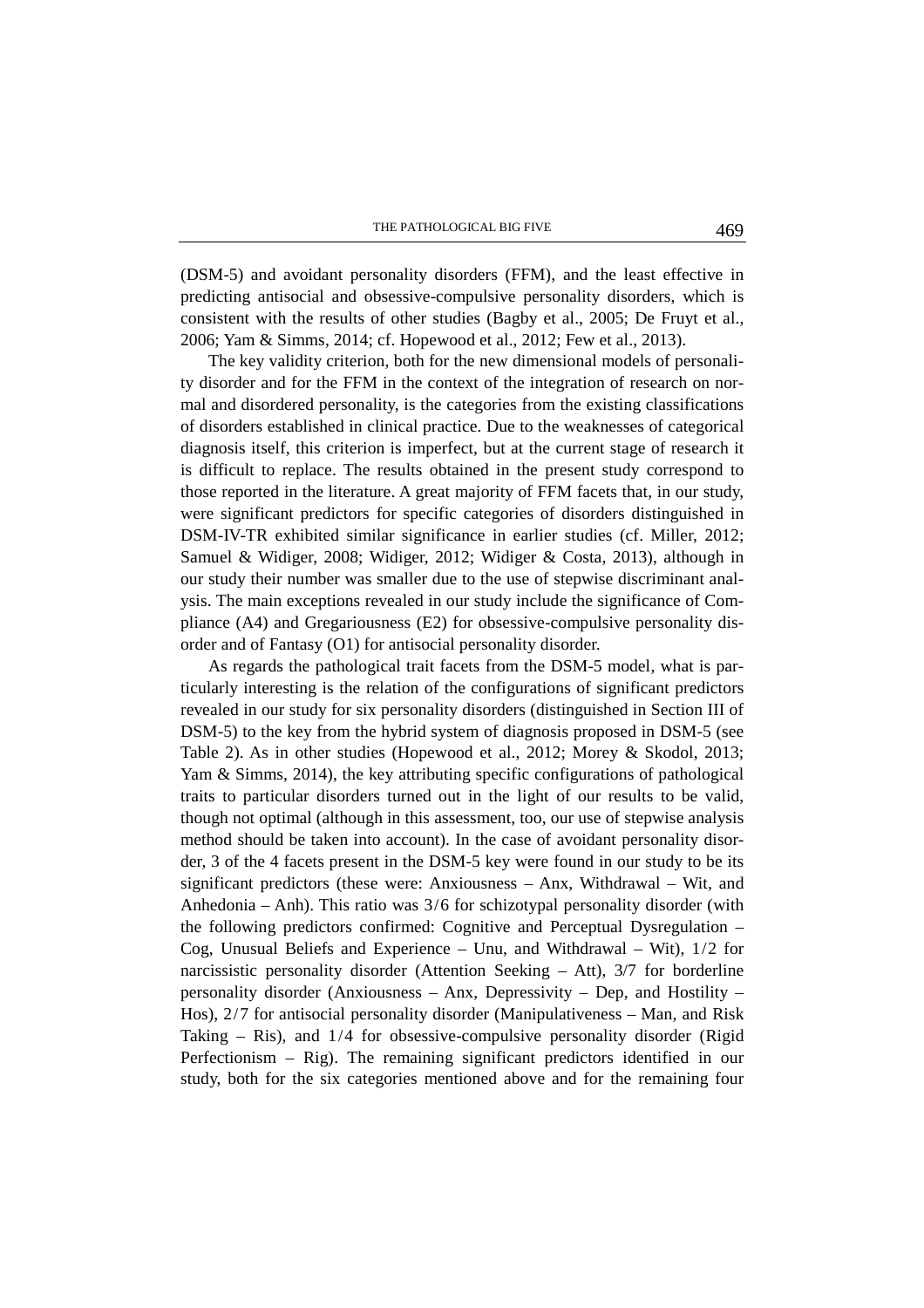(DSM-5) and avoidant personality disorders (FFM), and the least effective in predicting antisocial and obsessive-compulsive personality disorders, which is consistent with the results of other studies (Bagby et al., 2005; De Fruyt et al., 2006; Yam & Simms, 2014; cf. Hopewood et al., 2012; Few et al., 2013).

The key validity criterion, both for the new dimensional models of personality disorder and for the FFM in the context of the integration of research on normal and disordered personality, is the categories from the existing classifications of disorders established in clinical practice. Due to the weaknesses of categorical diagnosis itself, this criterion is imperfect, but at the current stage of research it is difficult to replace. The results obtained in the present study correspond to those reported in the literature. A great majority of FFM facets that, in our study, were significant predictors for specific categories of disorders distinguished in DSM-IV-TR exhibited similar significance in earlier studies (cf. Miller, 2012; Samuel & Widiger, 2008; Widiger, 2012; Widiger & Costa, 2013), although in our study their number was smaller due to the use of stepwise discriminant analysis. The main exceptions revealed in our study include the significance of Compliance (A4) and Gregariousness (E2) for obsessive-compulsive personality disorder and of Fantasy (O1) for antisocial personality disorder.

As regards the pathological trait facets from the DSM-5 model, what is particularly interesting is the relation of the configurations of significant predictors revealed in our study for six personality disorders (distinguished in Section III of DSM-5) to the key from the hybrid system of diagnosis proposed in DSM-5 (see Table 2). As in other studies (Hopewood et al., 2012; Morey & Skodol, 2013; Yam & Simms, 2014), the key attributing specific configurations of pathological traits to particular disorders turned out in the light of our results to be valid, though not optimal (although in this assessment, too, our use of stepwise analysis method should be taken into account). In the case of avoidant personality disorder, 3 of the 4 facets present in the DSM-5 key were found in our study to be its significant predictors (these were: Anxiousness – Anx, Withdrawal – Wit, and Anhedonia – Anh). This ratio was 3/6 for schizotypal personality disorder (with the following predictors confirmed: Cognitive and Perceptual Dysregulation – Cog, Unusual Beliefs and Experience – Unu, and Withdrawal – Wit), 1/2 for narcissistic personality disorder (Attention Seeking – Att), 3/7 for borderline personality disorder (Anxiousness – Anx, Depressivity – Dep, and Hostility – Hos), 2/7 for antisocial personality disorder (Manipulativeness – Man, and Risk Taking – Ris), and 1/4 for obsessive-compulsive personality disorder (Rigid Perfectionism – Rig). The remaining significant predictors identified in our study, both for the six categories mentioned above and for the remaining four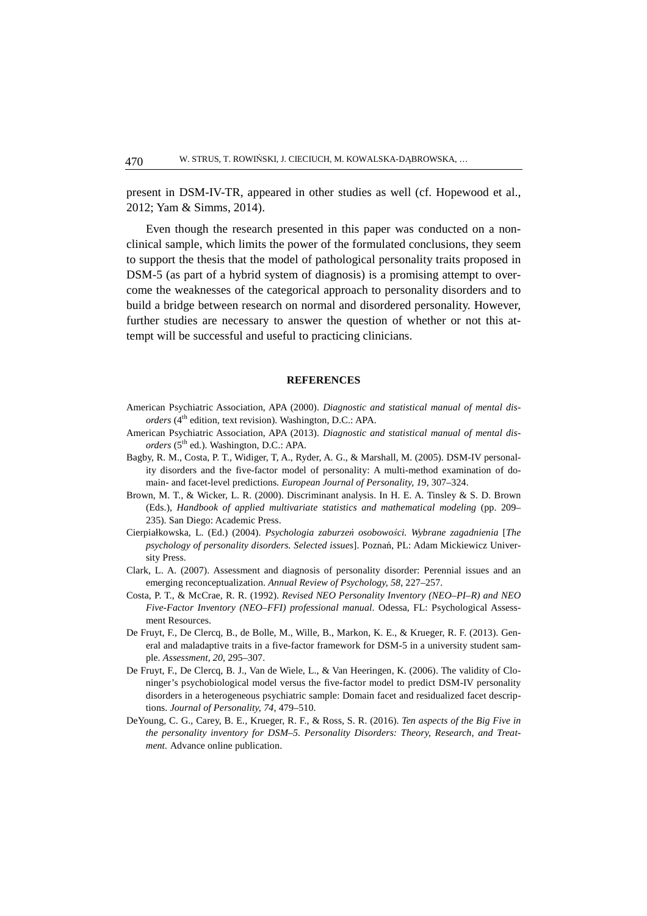present in DSM-IV-TR, appeared in other studies as well (cf. Hopewood et al., 2012; Yam & Simms, 2014).

Even though the research presented in this paper was conducted on a non-clinical sample, which limits the power of the formulated conclusions, they seem to support the thesis that the model of pathological personality traits proposed in DSM-5 (as part of a hybrid system of diagnosis) is a promising attempt to overcome the weaknesses of the categorical approach to personality disorders and to build a bridge between research on normal and disordered personality. However, further studies are necessary to answer the question of whether or not this attempt will be successful and useful to practicing clinicians.

## REFERENCES

American Psychiatric Association, APA (2000). *Diagnostic and statistical manual of mental disorders* (4th edition, text revision). Washington, D.C.: APA.

American Psychiatric Association, APA (2013). *Diagnostic and statistical manual of mental disorders* (5th ed.). Washington, D.C.: APA.

Bagby, R. M., Costa, P. T., Widiger, T, A., Ryder, A. G., & Marshall, M. (2005). DSM-IV personality disorders and the five-factor model of personality: A multi-method examination of domain- and facet-level predictions. *European Journal of Personality, 19*, 307–324.

Brown, M. T., & Wicker, L. R. (2000). Discriminant analysis. In H. E. A. Tinsley & S. D. Brown (Eds.), *Handbook of applied multivariate statistics and mathematical modeling* (pp. 209–235). San Diego: Academic Press.

Cierpiałkowska, L. (Ed.) (2004). *Psychologia zaburzeń osobowości. Wybrane zagadnienia* [*The psychology of personality disorders. Selected issues*]. Poznań, PL: Adam Mickiewicz University Press.

Clark, L. A. (2007). Assessment and diagnosis of personality disorder: Perennial issues and an emerging reconceptualization. *Annual Review of Psychology, 58*, 227–257.

Costa, P. T., & McCrae, R. R. (1992). *Revised NEO Personality Inventory (NEO–PI–R) and NEO Five-Factor Inventory (NEO–FFI) professional manual*. Odessa, FL: Psychological Assessment Resources.

De Fruyt, F., De Clercq, B., de Bolle, M., Wille, B., Markon, K. E., & Krueger, R. F. (2013). General and maladaptive traits in a five-factor framework for DSM-5 in a university student sample. *Assessment, 20*, 295–307.

De Fruyt, F., De Clercq, B. J., Van de Wiele, L., & Van Heeringen, K. (2006). The validity of Cloninger's psychobiological model versus the five-factor model to predict DSM-IV personality disorders in a heterogeneous psychiatric sample: Domain facet and residualized facet descriptions. *Journal of Personality, 74*, 479–510.

DeYoung, C. G., Carey, B. E., Krueger, R. F., & Ross, S. R. (2016). *Ten aspects of the Big Five in the personality inventory for DSM–5. Personality Disorders: Theory, Research, and Treatment.* Advance online publication.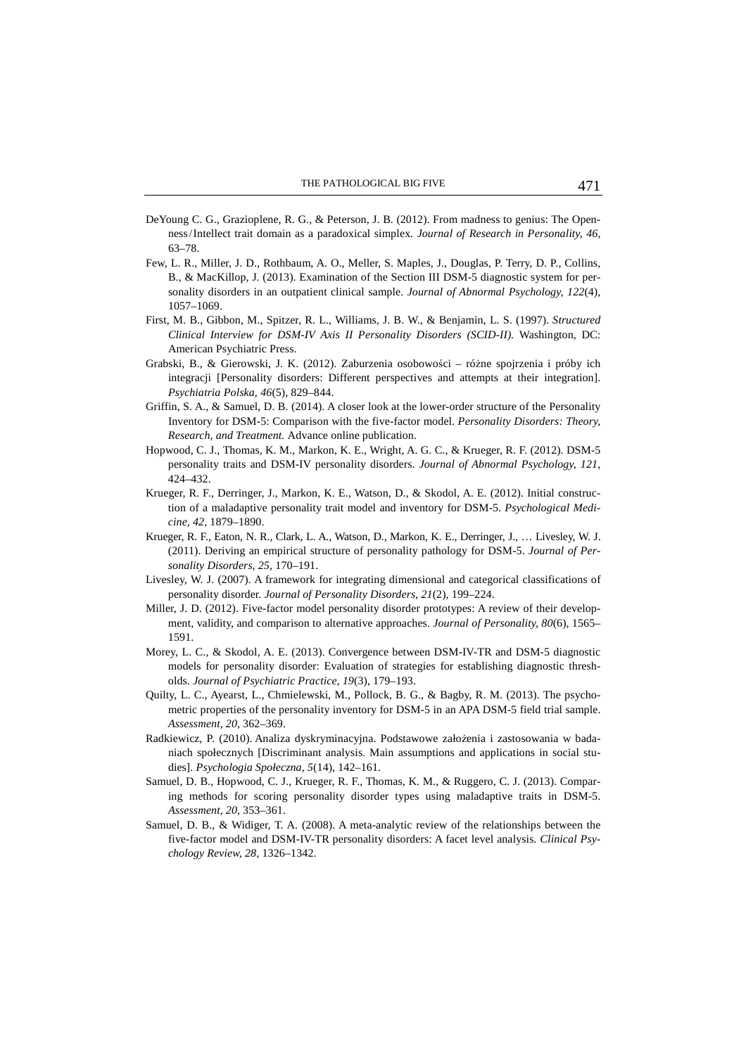DeYoung C. G., Grazioplene, R. G., & Peterson, J. B. (2012). From madness to genius: The Openness/Intellect trait domain as a paradoxical simplex. *Journal of Research in Personality, 46*, 63–78.

Few, L. R., Miller, J. D., Rothbaum, A. O., Meller, S. Maples, J., Douglas, P. Terry, D. P., Collins, B., & MacKillop, J. (2013). Examination of the Section III DSM-5 diagnostic system for personality disorders in an outpatient clinical sample. *Journal of Abnormal Psychology, 122*(4), 1057–1069.

First, M. B., Gibbon, M., Spitzer, R. L., Williams, J. B. W., & Benjamin, L. S. (1997). *Structured Clinical Interview for DSM-IV Axis II Personality Disorders (SCID-II).* Washington, DC: American Psychiatric Press.

Grabski, B., & Gierowski, J. K. (2012). Zaburzenia osobowości – różne spojrzenia i próby ich integracji [Personality disorders: Different perspectives and attempts at their integration]. *Psychiatria Polska, 46*(5), 829–844.

Griffin, S. A., & Samuel, D. B. (2014). A closer look at the lower-order structure of the Personality Inventory for DSM-5: Comparison with the five-factor model. *Personality Disorders: Theory, Research, and Treatment.* Advance online publication.

Hopwood, C. J., Thomas, K. M., Markon, K. E., Wright, A. G. C., & Krueger, R. F. (2012). DSM-5 personality traits and DSM-IV personality disorders. *Journal of Abnormal Psychology, 121*, 424–432.

Krueger, R. F., Derringer, J., Markon, K. E., Watson, D., & Skodol, A. E. (2012). Initial construction of a maladaptive personality trait model and inventory for DSM-5. *Psychological Medicine, 42*, 1879–1890.

Krueger, R. F., Eaton, N. R., Clark, L. A., Watson, D., Markon, K. E., Derringer, J., … Livesley, W. J. (2011). Deriving an empirical structure of personality pathology for DSM-5. *Journal of Personality Disorders, 25*, 170–191.

Livesley, W. J. (2007). A framework for integrating dimensional and categorical classifications of personality disorder. *Journal of Personality Disorders, 21*(2), 199–224.

Miller, J. D. (2012). Five-factor model personality disorder prototypes: A review of their development, validity, and comparison to alternative approaches. *Journal of Personality, 80*(6), 1565–1591.

Morey, L. C., & Skodol, A. E. (2013). Convergence between DSM-IV-TR and DSM-5 diagnostic models for personality disorder: Evaluation of strategies for establishing diagnostic thresholds. *Journal of Psychiatric Practice, 19*(3), 179–193.

Quilty, L. C., Ayearst, L., Chmielewski, M., Pollock, B. G., & Bagby, R. M. (2013). The psychometric properties of the personality inventory for DSM-5 in an APA DSM-5 field trial sample. *Assessment, 20*, 362–369.

Radkiewicz, P. (2010). Analiza dyskryminacyjna. Podstawowe założenia i zastosowania w badaniach społecznych [Discriminant analysis. Main assumptions and applications in social studies]. *Psychologia Społeczna, 5*(14), 142–161.

Samuel, D. B., Hopwood, C. J., Krueger, R. F., Thomas, K. M., & Ruggero, C. J. (2013). Comparing methods for scoring personality disorder types using maladaptive traits in DSM-5. *Assessment, 20*, 353–361.

Samuel, D. B., & Widiger, T. A. (2008). A meta-analytic review of the relationships between the five-factor model and DSM-IV-TR personality disorders: A facet level analysis. *Clinical Psychology Review, 28*, 1326–1342.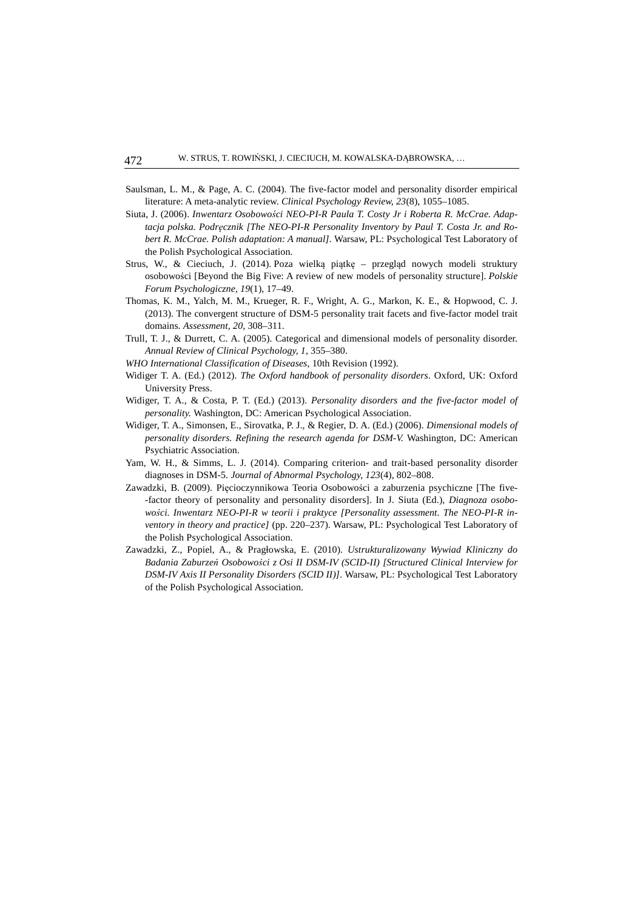Saulsman, L. M., & Page, A. C. (2004). The five-factor model and personality disorder empirical literature: A meta-analytic review. *Clinical Psychology Review, 23*(8), 1055–1085.

Siuta, J. (2006). *Inwentarz Osobowości NEO-PI-R Paula T. Costy Jr i Roberta R. McCrae. Adaptacja polska. Podręcznik [The NEO-PI-R Personality Inventory by Paul T. Costa Jr. and Robert R. McCrae. Polish adaptation: A manual]*. Warsaw, PL: Psychological Test Laboratory of the Polish Psychological Association.

Strus, W., & Cieciuch, J. (2014). Poza wielką piątkę – przegląd nowych modeli struktury osobowości [Beyond the Big Five: A review of new models of personality structure]. *Polskie Forum Psychologiczne, 19*(1), 17–49.

Thomas, K. M., Yalch, M. M., Krueger, R. F., Wright, A. G., Markon, K. E., & Hopwood, C. J. (2013). The convergent structure of DSM-5 personality trait facets and five-factor model trait domains. *Assessment, 20*, 308–311.

Trull, T. J., & Durrett, C. A. (2005). Categorical and dimensional models of personality disorder. *Annual Review of Clinical Psychology, 1*, 355–380.

*WHO International Classification of Diseases*, 10th Revision (1992).

Widiger T. A. (Ed.) (2012). *The Oxford handbook of personality disorders*. Oxford, UK: Oxford University Press.

Widiger, T. A., & Costa, P. T. (Ed.) (2013). *Personality disorders and the five-factor model of personality.* Washington, DC: American Psychological Association.

Widiger, T. A., Simonsen, E., Sirovatka, P. J., & Regier, D. A. (Ed.) (2006). *Dimensional models of personality disorders. Refining the research agenda for DSM-V.* Washington, DC: American Psychiatric Association.

Yam, W. H., & Simms, L. J. (2014). Comparing criterion- and trait-based personality disorder diagnoses in DSM-5. *Journal of Abnormal Psychology, 123*(4), 802–808.

Zawadzki, B. (2009). Pięcioczynnikowa Teoria Osobowości a zaburzenia psychiczne [The five-factor theory of personality and personality disorders]. In J. Siuta (Ed.), *Diagnoza osobowości. Inwentarz NEO-PI-R w teorii i praktyce [Personality assessment. The NEO-PI-R inventory in theory and practice]* (pp. 220–237). Warsaw, PL: Psychological Test Laboratory of the Polish Psychological Association.

Zawadzki, Z., Popiel, A., & Pragłowska, E. (2010). *Ustrukturalizowany Wywiad Kliniczny do Badania Zaburzeń Osobowości z Osi II DSM-IV (SCID-II) [Structured Clinical Interview for DSM-IV Axis II Personality Disorders (SCID II)]*. Warsaw, PL: Psychological Test Laboratory of the Polish Psychological Association.